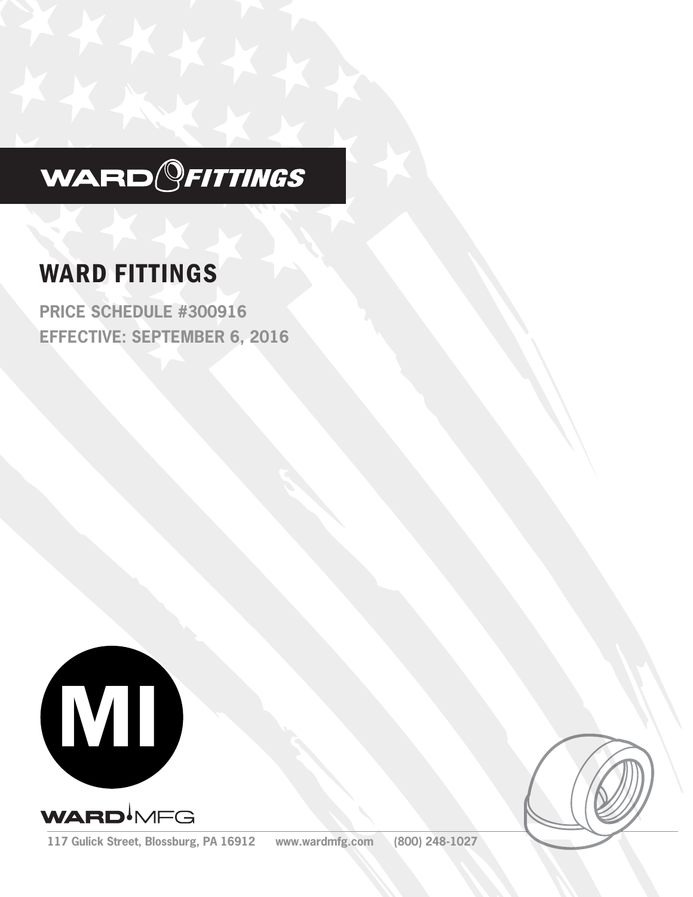WARD FITTINGS

# WARD FITTINGS

**PRICE SCHEDULE #300916**
**EFFECTIVE: SEPTEMBER 6, 2016**

MI

WARD MFG

117 Gulick Street, Blossburg, PA 16912 www.wardmfg.com (800) 248-1027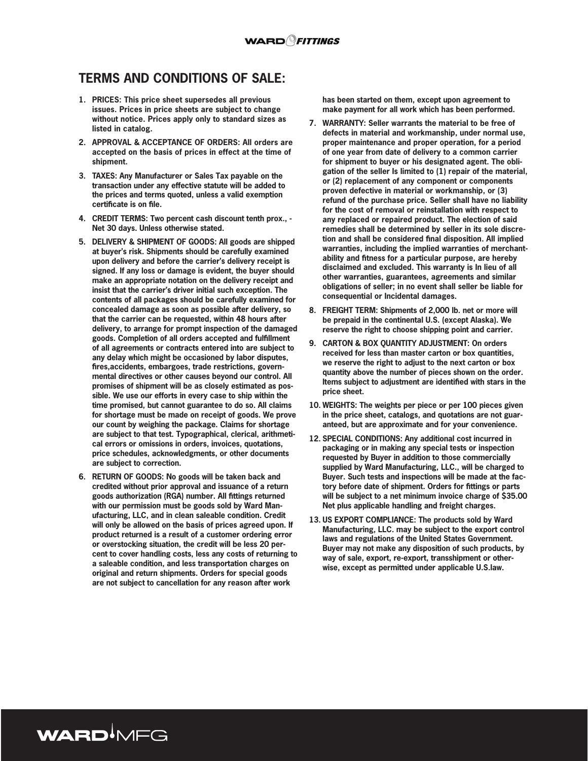## TERMS AND CONDITIONS OF SALE:

1. **PRICES: This price sheet supersedes all previous issues. Prices in price sheets are subject to change without notice. Prices apply only to standard sizes as listed in catalog.**
2. **APPROVAL & ACCEPTANCE OF ORDERS: All orders are accepted on the basis of prices in effect at the time of shipment.**
3. **TAXES: Any Manufacturer or Sales Tax payable on the transaction under any effective statute will be added to the prices and terms quoted, unless a valid exemption certificate is on file.**
4. **CREDIT TERMS: Two percent cash discount tenth prox., - Net 30 days. Unless otherwise stated.**
5. **DELIVERY & SHIPMENT OF GOODS: All goods are shipped at buyer's risk. Shipments should be carefully examined upon delivery and before the carrier's delivery receipt is signed. If any loss or damage is evident, the buyer should make an appropriate notation on the delivery receipt and insist that the carrier's driver initial such exception. The contents of all packages should be carefully examined for concealed damage as soon as possible after delivery, so that the carrier can be requested, within 48 hours after delivery, to arrange for prompt inspection of the damaged goods. Completion of all orders accepted and fulfillment of all agreements or contracts entered into are subject to any delay which might be occasioned by labor disputes, fires,accidents, embargoes, trade restrictions, governmental directives or other causes beyond our control. All promises of shipment will be as closely estimated as possible. We use our efforts in every case to ship within the time promised, but cannot guarantee to do so. All claims for shortage must be made on receipt of goods. We prove our count by weighing the package. Claims for shortage are subject to that test. Typographical, clerical, arithmetical errors or omissions in orders, invoices, quotations, price schedules, acknowledgments, or other documents are subject to correction.**
6. **RETURN OF GOODS: No goods will be taken back and credited without prior approval and issuance of a return goods authorization (RGA) number. All fittings returned with our permission must be goods sold by Ward Manufacturing, LLC, and in clean saleable condition. Credit will only be allowed on the basis of prices agreed upon. If product returned is a result of a customer ordering error or overstocking situation, the credit will be less 20 percent to cover handling costs, less any costs of returning to a saleable condition, and less transportation charges on original and return shipments. Orders for special goods are not subject to cancellation for any reason after work has been started on them, except upon agreement to make payment for all work which has been performed.**
7. **WARRANTY: Seller warrants the material to be free of defects in material and workmanship, under normal use, proper maintenance and proper operation, for a period of one year from date of delivery to a common carrier for shipment to buyer or his designated agent. The obligation of the seller Is limited to (1) repair of the material, or (2) replacement of any component or components proven defective in material or workmanship, or (3) refund of the purchase price. Seller shall have no liability for the cost of removal or reinstallation with respect to any replaced or repaired product. The election of said remedies shall be determined by seller in its sole discretion and shall be considered final disposition. All implied warranties, including the implied warranties of merchantability and fitness for a particular purpose, are hereby disclaimed and excluded. This warranty is In lieu of all other warranties, guarantees, agreements and similar obligations of seller; in no event shall seller be liable for consequential or Incidental damages.**
8. **FREIGHT TERM: Shipments of 2,000 lb. net or more will be prepaid in the continental U.S. (except Alaska). We reserve the right to choose shipping point and carrier.**
9. **CARTON & BOX QUANTITY ADJUSTMENT: On orders received for less than master carton or box quantities, we reserve the right to adjust to the next carton or box quantity above the number of pieces shown on the order. Items subject to adjustment are identified with stars in the price sheet.**
10. **WEIGHTS: The weights per piece or per 100 pieces given in the price sheet, catalogs, and quotations are not guaranteed, but are approximate and for your convenience.**
12. **SPECIAL CONDITIONS: Any additional cost incurred in packaging or in making any special tests or inspection requested by Buyer in addition to those commercially supplied by Ward Manufacturing, LLC., will be charged to Buyer. Such tests and inspections will be made at the factory before date of shipment. Orders for fittings or parts will be subject to a net minimum invoice charge of $35.00 Net plus applicable handling and freight charges.**
13. **US EXPORT COMPLIANCE: The products sold by Ward Manufacturing, LLC. may be subject to the export control laws and regulations of the United States Government. Buyer may not make any disposition of such products, by way of sale, export, re-export, transshipment or otherwise, except as permitted under applicable U.S.law.**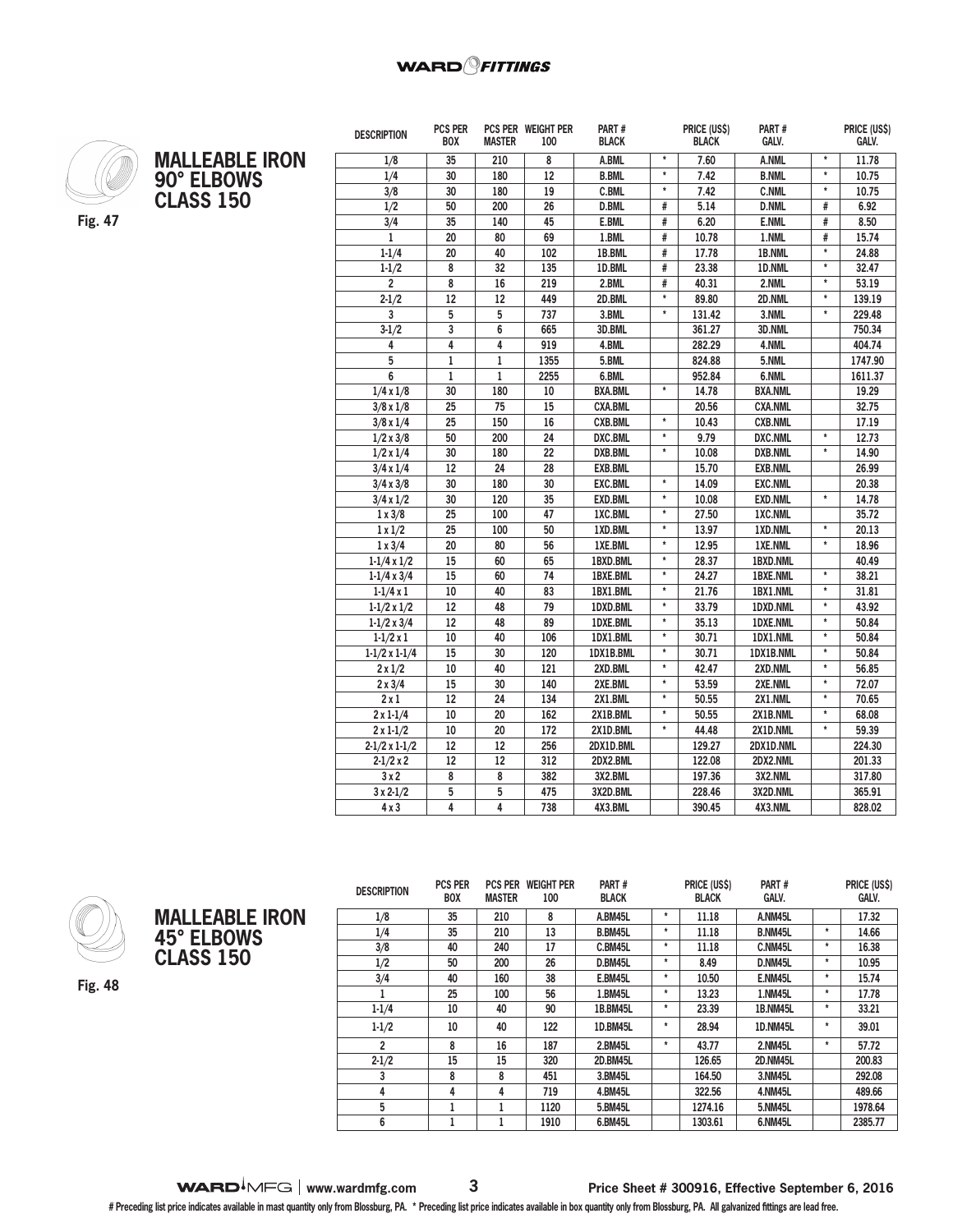## MALLEABLE IRON 90° ELBOWS CLASS 150

Fig. 47

| DESCRIPTION | PCS PER BOX | PCS PER MASTER | WEIGHT PER 100 | PART # BLACK | | PRICE (US$) BLACK | PART # GALV. | | PRICE (US$) GALV. |
|---|---|---|---|---|---|---|---|---|---|
| 1/8 | 35 | 210 | 8 | A.BML | * | 7.60 | A.NML | * | 11.78 |
| 1/4 | 30 | 180 | 12 | B.BML | * | 7.42 | B.NML | * | 10.75 |
| 3/8 | 30 | 180 | 19 | C.BML | * | 7.42 | C.NML | * | 10.75 |
| 1/2 | 50 | 200 | 26 | D.BML | # | 5.14 | D.NML | # | 6.92 |
| 3/4 | 35 | 140 | 45 | E.BML | # | 6.20 | E.NML | # | 8.50 |
| 1 | 20 | 80 | 69 | 1.BML | # | 10.78 | 1.NML | # | 15.74 |
| 1-1/4 | 20 | 40 | 102 | 1B.BML | # | 17.78 | 1B.NML | * | 24.88 |
| 1-1/2 | 8 | 32 | 135 | 1D.BML | # | 23.38 | 1D.NML | * | 32.47 |
| 2 | 8 | 16 | 219 | 2.BML | # | 40.31 | 2.NML | * | 53.19 |
| 2-1/2 | 12 | 12 | 449 | 2D.BML | * | 89.80 | 2D.NML | * | 139.19 |
| 3 | 5 | 5 | 737 | 3.BML | * | 131.42 | 3.NML | * | 229.48 |
| 3-1/2 | 3 | 6 | 665 | 3D.BML | | 361.27 | 3D.NML | | 750.34 |
| 4 | 4 | 4 | 919 | 4.BML | | 282.29 | 4.NML | | 404.74 |
| 5 | 1 | 1 | 1355 | 5.BML | | 824.88 | 5.NML | | 1747.90 |
| 6 | 1 | 1 | 2255 | 6.BML | | 952.84 | 6.NML | | 1611.37 |
| 1/4 x 1/8 | 30 | 180 | 10 | BXA.BML | * | 14.78 | BXA.NML | | 19.29 |
| 3/8 x 1/8 | 25 | 75 | 15 | CXA.BML | | 20.56 | CXA.NML | | 32.75 |
| 3/8 x 1/4 | 25 | 150 | 16 | CXB.BML | * | 10.43 | CXB.NML | | 17.19 |
| 1/2 x 3/8 | 50 | 200 | 24 | DXC.BML | * | 9.79 | DXC.NML | * | 12.73 |
| 1/2 x 1/4 | 30 | 180 | 22 | DXB.BML | * | 10.08 | DXB.NML | * | 14.90 |
| 3/4 x 1/4 | 12 | 24 | 28 | EXB.BML | | 15.70 | EXB.NML | | 26.99 |
| 3/4 x 3/8 | 30 | 180 | 30 | EXC.BML | * | 14.09 | EXC.NML | | 20.38 |
| 3/4 x 1/2 | 30 | 120 | 35 | EXD.BML | * | 10.08 | EXD.NML | * | 14.78 |
| 1 x 3/8 | 25 | 100 | 47 | 1XC.BML | * | 27.50 | 1XC.NML | | 35.72 |
| 1 x 1/2 | 25 | 100 | 50 | 1XD.BML | * | 13.97 | 1XD.NML | * | 20.13 |
| 1 x 3/4 | 20 | 80 | 56 | 1XE.BML | * | 12.95 | 1XE.NML | * | 18.96 |
| 1-1/4 x 1/2 | 15 | 60 | 65 | 1BXD.BML | * | 28.37 | 1BXD.NML | | 40.49 |
| 1-1/4 x 3/4 | 15 | 60 | 74 | 1BXE.BML | * | 24.27 | 1BXE.NML | * | 38.21 |
| 1-1/4 x 1 | 10 | 40 | 83 | 1BX1.BML | * | 21.76 | 1BX1.NML | * | 31.81 |
| 1-1/2 x 1/2 | 12 | 48 | 79 | 1DXD.BML | * | 33.79 | 1DXD.NML | * | 43.92 |
| 1-1/2 x 3/4 | 12 | 48 | 89 | 1DXE.BML | * | 35.13 | 1DXE.NML | * | 50.84 |
| 1-1/2 x 1 | 10 | 40 | 106 | 1DX1.BML | * | 30.71 | 1DX1.NML | * | 50.84 |
| 1-1/2 x 1-1/4 | 15 | 30 | 120 | 1DX1B.BML | * | 30.71 | 1DX1B.NML | * | 50.84 |
| 2 x 1/2 | 10 | 40 | 121 | 2XD.BML | * | 42.47 | 2XD.NML | * | 56.85 |
| 2 x 3/4 | 15 | 30 | 140 | 2XE.BML | * | 53.59 | 2XE.NML | * | 72.07 |
| 2 x 1 | 12 | 24 | 134 | 2X1.BML | * | 50.55 | 2X1.NML | * | 70.65 |
| 2 x 1-1/4 | 10 | 20 | 162 | 2X1B.BML | * | 50.55 | 2X1B.NML | * | 68.08 |
| 2 x 1-1/2 | 10 | 20 | 172 | 2X1D.BML | * | 44.48 | 2X1D.NML | * | 59.39 |
| 2-1/2 x 1-1/2 | 12 | 12 | 256 | 2DX1D.BML | | 129.27 | 2DX1D.NML | | 224.30 |
| 2-1/2 x 2 | 12 | 12 | 312 | 2DX2.BML | | 122.08 | 2DX2.NML | | 201.33 |
| 3 x 2 | 8 | 8 | 382 | 3X2.BML | | 197.36 | 3X2.NML | | 317.80 |
| 3 x 2-1/2 | 5 | 5 | 475 | 3X2D.BML | | 228.46 | 3X2D.NML | | 365.91 |
| 4 x 3 | 4 | 4 | 738 | 4X3.BML | | 390.45 | 4X3.NML | | 828.02 |

## MALLEABLE IRON 45° ELBOWS CLASS 150

Fig. 48

| DESCRIPTION | PCS PER BOX | PCS PER MASTER | WEIGHT PER 100 | PART # BLACK | | PRICE (US$) BLACK | PART # GALV. | | PRICE (US$) GALV. |
|---|---|---|---|---|---|---|---|---|---|
| 1/8 | 35 | 210 | 8 | A.BM45L | * | 11.18 | A.NM45L | | 17.32 |
| 1/4 | 35 | 210 | 13 | B.BM45L | * | 11.18 | B.NM45L | * | 14.66 |
| 3/8 | 40 | 240 | 17 | C.BM45L | * | 11.18 | C.NM45L | * | 16.38 |
| 1/2 | 50 | 200 | 26 | D.BM45L | * | 8.49 | D.NM45L | * | 10.95 |
| 3/4 | 40 | 160 | 38 | E.BM45L | * | 10.50 | E.NM45L | * | 15.74 |
| 1 | 25 | 100 | 56 | 1.BM45L | * | 13.23 | 1.NM45L | * | 17.78 |
| 1-1/4 | 10 | 40 | 90 | 1B.BM45L | * | 23.39 | 1B.NM45L | * | 33.21 |
| 1-1/2 | 10 | 40 | 122 | 1D.BM45L | * | 28.94 | 1D.NM45L | * | 39.01 |
| 2 | 8 | 16 | 187 | 2.BM45L | * | 43.77 | 2.NM45L | * | 57.72 |
| 2-1/2 | 15 | 15 | 320 | 2D.BM45L | | 126.65 | 2D.NM45L | | 200.83 |
| 3 | 8 | 8 | 451 | 3.BM45L | | 164.50 | 3.NM45L | | 292.08 |
| 4 | 4 | 4 | 719 | 4.BM45L | | 322.56 | 4.NM45L | | 489.66 |
| 5 | 1 | 1 | 1120 | 5.BM45L | | 1274.16 | 5.NM45L | | 1978.64 |
| 6 | 1 | 1 | 1910 | 6.BM45L | | 1303.61 | 6.NM45L | | 2385.77 |

WARD MFG | www.wardmfg.com — Price Sheet # 300916, Effective September 6, 2016

# Preceding list price indicates available in mast quantity only from Blossburg, PA. * Preceding list price indicates available in box quantity only from Blossburg, PA. All galvanized fittings are lead free.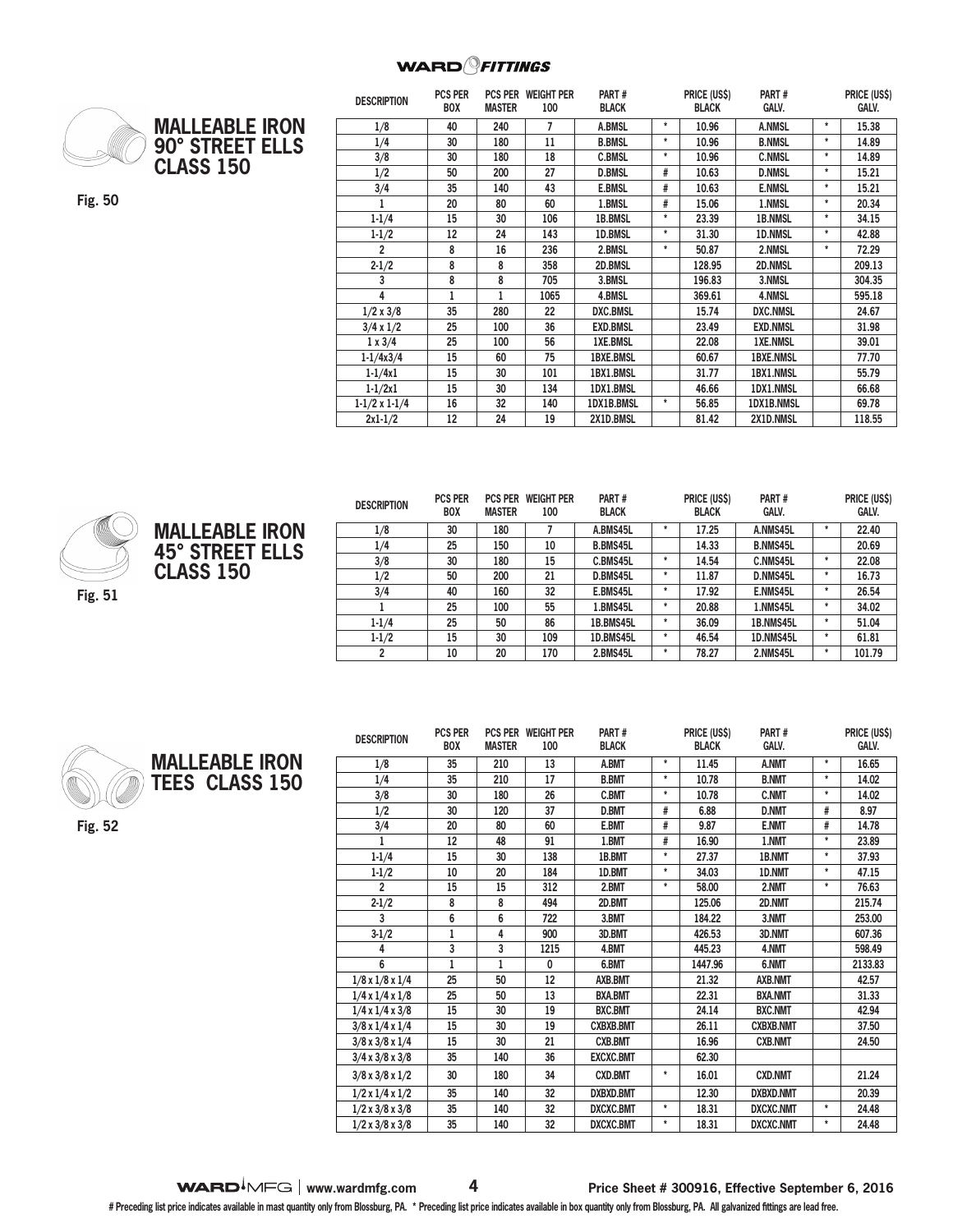WARD FITTINGS

## MALLEABLE IRON 90° STREET ELLS CLASS 150

Fig. 50

| DESCRIPTION | PCS PER BOX | PCS PER MASTER | WEIGHT PER 100 | PART # BLACK | | PRICE (US$) BLACK | PART # GALV. | | PRICE (US$) GALV. |
|---|---|---|---|---|---|---|---|---|---|
| 1/8 | 40 | 240 | 7 | A.BMSL | * | 10.96 | A.NMSL | * | 15.38 |
| 1/4 | 30 | 180 | 11 | B.BMSL | * | 10.96 | B.NMSL | * | 14.89 |
| 3/8 | 30 | 180 | 18 | C.BMSL | * | 10.96 | C.NMSL | * | 14.89 |
| 1/2 | 50 | 200 | 27 | D.BMSL | # | 10.63 | D.NMSL | * | 15.21 |
| 3/4 | 35 | 140 | 43 | E.BMSL | # | 10.63 | E.NMSL | * | 15.21 |
| 1 | 20 | 80 | 60 | 1.BMSL | # | 15.06 | 1.NMSL | * | 20.34 |
| 1-1/4 | 15 | 30 | 106 | 1B.BMSL | * | 23.39 | 1B.NMSL | * | 34.15 |
| 1-1/2 | 12 | 24 | 143 | 1D.BMSL | * | 31.30 | 1D.NMSL | * | 42.88 |
| 2 | 8 | 16 | 236 | 2.BMSL | * | 50.87 | 2.NMSL | * | 72.29 |
| 2-1/2 | 8 | 8 | 358 | 2D.BMSL | | 128.95 | 2D.NMSL | | 209.13 |
| 3 | 8 | 8 | 705 | 3.BMSL | | 196.83 | 3.NMSL | | 304.35 |
| 4 | 1 | 1 | 1065 | 4.BMSL | | 369.61 | 4.NMSL | | 595.18 |
| 1/2 x 3/8 | 35 | 280 | 22 | DXC.BMSL | | 15.74 | DXC.NMSL | | 24.67 |
| 3/4 x 1/2 | 25 | 100 | 36 | EXD.BMSL | | 23.49 | EXD.NMSL | | 31.98 |
| 1 x 3/4 | 25 | 100 | 56 | 1XE.BMSL | | 22.08 | 1XE.NMSL | | 39.01 |
| 1-1/4x3/4 | 15 | 60 | 75 | 1BXE.BMSL | | 60.67 | 1BXE.NMSL | | 77.70 |
| 1-1/4x1 | 15 | 30 | 101 | 1BX1.BMSL | | 31.77 | 1BX1.NMSL | | 55.79 |
| 1-1/2x1 | 15 | 30 | 134 | 1DX1.BMSL | | 46.66 | 1DX1.NMSL | | 66.68 |
| 1-1/2 x 1-1/4 | 16 | 32 | 140 | 1DX1B.BMSL | * | 56.85 | 1DX1B.NMSL | | 69.78 |
| 2x1-1/2 | 12 | 24 | 19 | 2X1D.BMSL | | 81.42 | 2X1D.NMSL | | 118.55 |

## MALLEABLE IRON 45° STREET ELLS CLASS 150

Fig. 51

| DESCRIPTION | PCS PER BOX | PCS PER MASTER | WEIGHT PER 100 | PART # BLACK | | PRICE (US$) BLACK | PART # GALV. | | PRICE (US$) GALV. |
|---|---|---|---|---|---|---|---|---|---|
| 1/8 | 30 | 180 | 7 | A.BMS45L | * | 17.25 | A.NMS45L | * | 22.40 |
| 1/4 | 25 | 150 | 10 | B.BMS45L | | 14.33 | B.NMS45L | | 20.69 |
| 3/8 | 30 | 180 | 15 | C.BMS45L | * | 14.54 | C.NMS45L | * | 22.08 |
| 1/2 | 50 | 200 | 21 | D.BMS45L | * | 11.87 | D.NMS45L | * | 16.73 |
| 3/4 | 40 | 160 | 32 | E.BMS45L | * | 17.92 | E.NMS45L | * | 26.54 |
| 1 | 25 | 100 | 55 | 1.BMS45L | * | 20.88 | 1.NMS45L | * | 34.02 |
| 1-1/4 | 25 | 50 | 86 | 1B.BMS45L | * | 36.09 | 1B.NMS45L | * | 51.04 |
| 1-1/2 | 15 | 30 | 109 | 1D.BMS45L | * | 46.54 | 1D.NMS45L | * | 61.81 |
| 2 | 10 | 20 | 170 | 2.BMS45L | * | 78.27 | 2.NMS45L | * | 101.79 |

## MALLEABLE IRON TEES CLASS 150

Fig. 52

| DESCRIPTION | PCS PER BOX | PCS PER MASTER | WEIGHT PER 100 | PART # BLACK | | PRICE (US$) BLACK | PART # GALV. | | PRICE (US$) GALV. |
|---|---|---|---|---|---|---|---|---|---|
| 1/8 | 35 | 210 | 13 | A.BMT | * | 11.45 | A.NMT | * | 16.65 |
| 1/4 | 35 | 210 | 17 | B.BMT | * | 10.78 | B.NMT | * | 14.02 |
| 3/8 | 30 | 180 | 26 | C.BMT | * | 10.78 | C.NMT | * | 14.02 |
| 1/2 | 30 | 120 | 37 | D.BMT | # | 6.88 | D.NMT | # | 8.97 |
| 3/4 | 20 | 80 | 60 | E.BMT | # | 9.87 | E.NMT | # | 14.78 |
| 1 | 12 | 48 | 91 | 1.BMT | # | 16.90 | 1.NMT | * | 23.89 |
| 1-1/4 | 15 | 30 | 138 | 1B.BMT | * | 27.37 | 1B.NMT | * | 37.93 |
| 1-1/2 | 10 | 20 | 184 | 1D.BMT | * | 34.03 | 1D.NMT | * | 47.15 |
| 2 | 15 | 15 | 312 | 2.BMT | * | 58.00 | 2.NMT | * | 76.63 |
| 2-1/2 | 8 | 8 | 494 | 2D.BMT | | 125.06 | 2D.NMT | | 215.74 |
| 3 | 6 | 6 | 722 | 3.BMT | | 184.22 | 3.NMT | | 253.00 |
| 3-1/2 | 1 | 4 | 900 | 3D.BMT | | 426.53 | 3D.NMT | | 607.36 |
| 4 | 3 | 3 | 1215 | 4.BMT | | 445.23 | 4.NMT | | 598.49 |
| 6 | 1 | 1 | 0 | 6.BMT | | 1447.96 | 6.NMT | | 2133.83 |
| 1/8 x 1/8 x 1/4 | 25 | 50 | 12 | AXB.BMT | | 21.32 | AXB.NMT | | 42.57 |
| 1/4 x 1/4 x 1/8 | 25 | 50 | 13 | BXA.BMT | | 22.31 | BXA.NMT | | 31.33 |
| 1/4 x 1/4 x 3/8 | 15 | 30 | 19 | BXC.BMT | | 24.14 | BXC.NMT | | 42.94 |
| 3/8 x 1/4 x 1/4 | 15 | 30 | 19 | CXBXB.BMT | | 26.11 | CXBXB.NMT | | 37.50 |
| 3/8 x 3/8 x 1/4 | 15 | 30 | 21 | CXB.BMT | | 16.96 | CXB.NMT | | 24.50 |
| 3/4 x 3/8 x 3/8 | 35 | 140 | 36 | EXCXC.BMT | | 62.30 | | | |
| 3/8 x 3/8 x 1/2 | 30 | 180 | 34 | CXD.BMT | * | 16.01 | CXD.NMT | | 21.24 |
| 1/2 x 1/4 x 1/2 | 35 | 140 | 32 | DXBXD.BMT | | 12.30 | DXBXD.NMT | | 20.39 |
| 1/2 x 3/8 x 3/8 | 35 | 140 | 32 | DXCXC.BMT | * | 18.31 | DXCXC.NMT | * | 24.48 |
| 1/2 x 3/8 x 3/8 | 35 | 140 | 32 | DXCXC.BMT | * | 18.31 | DXCXC.NMT | * | 24.48 |

WARD MFG | www.wardmfg.com | Price Sheet # 300916, Effective September 6, 2016

# Preceding list price indicates available in mast quantity only from Blossburg, PA. * Preceding list price indicates available in box quantity only from Blossburg, PA. All galvanized fittings are lead free.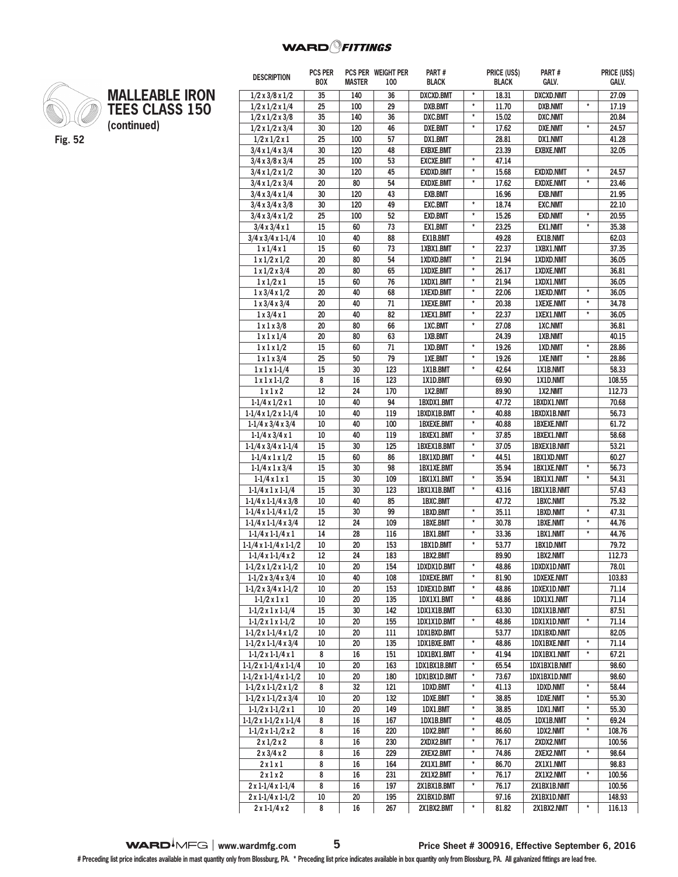WARD FITTINGS

# MALLEABLE IRON TEES CLASS 150

**(continued)**

Fig. 52

| DESCRIPTION | PCS PER BOX | PCS PER MASTER | WEIGHT PER 100 | PART # BLACK | | PRICE (US$) BLACK | PART # GALV. | | PRICE (US$) GALV. |
|---|---|---|---|---|---|---|---|---|---|
| 1/2 x 3/8 x 1/2 | 35 | 140 | 36 | DXCXD.BMT | * | 18.31 | DXCXD.NMT | | 27.09 |
| 1/2 x 1/2 x 1/4 | 25 | 100 | 29 | DXB.BMT | * | 11.70 | DXB.NMT | * | 17.19 |
| 1/2 x 1/2 x 3/8 | 35 | 140 | 36 | DXC.BMT | * | 15.02 | DXC.NMT | | 20.84 |
| 1/2 x 1/2 x 3/4 | 30 | 120 | 46 | DXE.BMT | * | 17.62 | DXE.NMT | * | 24.57 |
| 1/2 x 1/2 x 1 | 25 | 100 | 57 | DX1.BMT | | 28.81 | DX1.NMT | | 41.28 |
| 3/4 x 1/4 x 3/4 | 30 | 120 | 48 | EXBXE.BMT | | 23.39 | EXBXE.NMT | | 32.05 |
| 3/4 x 3/8 x 3/4 | 25 | 100 | 53 | EXCXE.BMT | * | 47.14 | | | |
| 3/4 x 1/2 x 1/2 | 30 | 120 | 45 | EXDXD.BMT | * | 15.68 | EXDXD.NMT | * | 24.57 |
| 3/4 x 1/2 x 3/4 | 20 | 80 | 54 | EXDXE.BMT | * | 17.62 | EXDXE.NMT | * | 23.46 |
| 3/4 x 3/4 x 1/4 | 30 | 120 | 43 | EXB.BMT | | 16.96 | EXB.NMT | | 21.95 |
| 3/4 x 3/4 x 3/8 | 30 | 120 | 49 | EXC.BMT | * | 18.74 | EXC.NMT | | 22.10 |
| 3/4 x 3/4 x 1/2 | 25 | 100 | 52 | EXD.BMT | * | 15.26 | EXD.NMT | * | 20.55 |
| 3/4 x 3/4 x 1 | 15 | 60 | 73 | EX1.BMT | * | 23.25 | EX1.NMT | * | 35.38 |
| 3/4 x 3/4 x 1-1/4 | 10 | 40 | 88 | EX1B.BMT | | 49.28 | EX1B.NMT | | 62.03 |
| 1 x 1/4 x 1 | 15 | 60 | 73 | 1XBX1.BMT | * | 22.37 | 1XBX1.NMT | | 37.35 |
| 1 x 1/2 x 1/2 | 20 | 80 | 54 | 1XDXD.BMT | * | 21.94 | 1XDXD.NMT | | 36.05 |
| 1 x 1/2 x 3/4 | 20 | 80 | 65 | 1XDXE.BMT | * | 26.17 | 1XDXE.NMT | | 36.81 |
| 1 x 1/2 x 1 | 15 | 60 | 76 | 1XDX1.BMT | * | 21.94 | 1XDX1.NMT | | 36.05 |
| 1 x 3/4 x 1/2 | 20 | 40 | 68 | 1XEXD.BMT | * | 22.06 | 1XEXD.NMT | * | 36.05 |
| 1 x 3/4 x 3/4 | 20 | 40 | 71 | 1XEXE.BMT | * | 20.38 | 1XEXE.NMT | * | 34.78 |
| 1 x 3/4 x 1 | 20 | 40 | 82 | 1XEX1.BMT | * | 22.37 | 1XEX1.NMT | * | 36.05 |
| 1 x 1 x 3/8 | 20 | 80 | 66 | 1XC.BMT | * | 27.08 | 1XC.NMT | | 36.81 |
| 1 x 1 x 1/4 | 20 | 80 | 63 | 1XB.BMT | | 24.39 | 1XB.NMT | | 40.15 |
| 1 x 1 x 1/2 | 15 | 60 | 71 | 1XD.BMT | * | 19.26 | 1XD.NMT | * | 28.86 |
| 1 x 1 x 3/4 | 25 | 50 | 79 | 1XE.BMT | * | 19.26 | 1XE.NMT | * | 28.86 |
| 1 x 1 x 1-1/4 | 15 | 30 | 123 | 1X1B.BMT | * | 42.64 | 1X1B.NMT | | 58.33 |
| 1 x 1 x 1-1/2 | 8 | 16 | 123 | 1X1D.BMT | | 69.90 | 1X1D.NMT | | 108.55 |
| 1 x 1 x 2 | 12 | 24 | 170 | 1X2.BMT | | 89.90 | 1X2.NMT | | 112.73 |
| 1-1/4 x 1/2 x 1 | 10 | 40 | 94 | 1BXDX1.BMT | | 47.72 | 1BXDX1.NMT | | 70.68 |
| 1-1/4 x 1/2 x 1-1/4 | 10 | 40 | 119 | 1BXDX1B.BMT | * | 40.88 | 1BXDX1B.NMT | | 56.73 |
| 1-1/4 x 3/4 x 3/4 | 10 | 40 | 100 | 1BXEXE.BMT | * | 40.88 | 1BXEXE.NMT | | 61.72 |
| 1-1/4 x 3/4 x 1 | 10 | 40 | 119 | 1BXEX1.BMT | * | 37.85 | 1BXEX1.NMT | | 58.68 |
| 1-1/4 x 3/4 x 1-1/4 | 15 | 30 | 125 | 1BXEX1B.BMT | * | 37.05 | 1BXEX1B.NMT | | 53.21 |
| 1-1/4 x 1 x 1/2 | 15 | 60 | 86 | 1BX1XD.BMT | * | 44.51 | 1BX1XD.NMT | | 60.27 |
| 1-1/4 x 1 x 3/4 | 15 | 30 | 98 | 1BX1XE.BMT | | 35.94 | 1BX1XE.NMT | * | 56.73 |
| 1-1/4 x 1 x 1 | 15 | 30 | 109 | 1BX1X1.BMT | * | 35.94 | 1BX1X1.NMT | * | 54.31 |
| 1-1/4 x 1 x 1-1/4 | 15 | 30 | 123 | 1BX1X1B.BMT | * | 43.16 | 1BX1X1B.NMT | | 57.43 |
| 1-1/4 x 1-1/4 x 3/8 | 10 | 40 | 85 | 1BXC.BMT | | 47.72 | 1BXC.NMT | | 75.32 |
| 1-1/4 x 1-1/4 x 1/2 | 15 | 30 | 99 | 1BXD.BMT | * | 35.11 | 1BXD.NMT | * | 47.31 |
| 1-1/4 x 1-1/4 x 3/4 | 12 | 24 | 109 | 1BXE.BMT | * | 30.78 | 1BXE.NMT | * | 44.76 |
| 1-1/4 x 1-1/4 x 1 | 14 | 28 | 116 | 1BX1.BMT | * | 33.36 | 1BX1.NMT | * | 44.76 |
| 1-1/4 x 1-1/4 x 1-1/2 | 10 | 20 | 153 | 1BX1D.BMT | * | 53.77 | 1BX1D.NMT | | 79.72 |
| 1-1/4 x 1-1/4 x 2 | 12 | 24 | 183 | 1BX2.BMT | | 89.90 | 1BX2.NMT | | 112.73 |
| 1-1/2 x 1/2 x 1-1/2 | 10 | 20 | 154 | 1DXDX1D.BMT | * | 48.86 | 1DXDX1D.NMT | | 78.01 |
| 1-1/2 x 3/4 x 3/4 | 10 | 40 | 108 | 1DXEXE.BMT | * | 81.90 | 1DXEXE.NMT | | 103.83 |
| 1-1/2 x 3/4 x 1-1/2 | 10 | 20 | 153 | 1DXEX1D.BMT | * | 48.86 | 1DXEX1D.NMT | | 71.14 |
| 1-1/2 x 1 x 1 | 10 | 20 | 135 | 1DX1X1.BMT | * | 48.86 | 1DX1X1.NMT | | 71.14 |
| 1-1/2 x 1 x 1-1/4 | 15 | 30 | 142 | 1DX1X1B.BMT | | 63.30 | 1DX1X1B.NMT | | 87.51 |
| 1-1/2 x 1 x 1-1/2 | 10 | 20 | 155 | 1DX1X1D.BMT | * | 48.86 | 1DX1X1D.NMT | * | 71.14 |
| 1-1/2 x 1-1/4 x 1/2 | 10 | 20 | 111 | 1DX1BXD.BMT | | 53.77 | 1DX1BXD.NMT | | 82.05 |
| 1-1/2 x 1-1/4 x 3/4 | 10 | 20 | 135 | 1DX1BXE.BMT | * | 48.86 | 1DX1BXE.NMT | * | 71.14 |
| 1-1/2 x 1-1/4 x 1 | 8 | 16 | 151 | 1DX1BX1.BMT | * | 41.94 | 1DX1BX1.NMT | * | 67.21 |
| 1-1/2 x 1-1/4 x 1-1/4 | 10 | 20 | 163 | 1DX1BX1B.BMT | * | 65.54 | 1DX1BX1B.NMT | | 98.60 |
| 1-1/2 x 1-1/4 x 1-1/2 | 10 | 20 | 180 | 1DX1BX1D.BMT | * | 73.67 | 1DX1BX1D.NMT | | 98.60 |
| 1-1/2 x 1-1/2 x 1/2 | 8 | 32 | 121 | 1DXD.BMT | * | 41.13 | 1DXD.NMT | * | 58.44 |
| 1-1/2 x 1-1/2 x 3/4 | 10 | 20 | 132 | 1DXE.BMT | * | 38.85 | 1DXE.NMT | * | 55.30 |
| 1-1/2 x 1-1/2 x 1 | 10 | 20 | 149 | 1DX1.BMT | * | 38.85 | 1DX1.NMT | * | 55.30 |
| 1-1/2 x 1-1/2 x 1-1/4 | 8 | 16 | 167 | 1DX1B.BMT | * | 48.05 | 1DX1B.NMT | * | 69.24 |
| 1-1/2 x 1-1/2 x 2 | 8 | 16 | 220 | 1DX2.BMT | * | 86.60 | 1DX2.NMT | * | 108.76 |
| 2 x 1/2 x 2 | 8 | 16 | 230 | 2XDX2.BMT | * | 76.17 | 2XDX2.NMT | | 100.56 |
| 2 x 3/4 x 2 | 8 | 16 | 229 | 2XEX2.BMT | * | 74.86 | 2XEX2.NMT | * | 98.64 |
| 2 x 1 x 1 | 8 | 16 | 164 | 2X1X1.BMT | * | 86.70 | 2X1X1.NMT | | 98.83 |
| 2 x 1 x 2 | 8 | 16 | 231 | 2X1X2.BMT | * | 76.17 | 2X1X2.NMT | * | 100.56 |
| 2 x 1-1/4 x 1-1/4 | 8 | 16 | 197 | 2X1BX1B.BMT | * | 76.17 | 2X1BX1B.NMT | | 100.56 |
| 2 x 1-1/4 x 1-1/2 | 10 | 20 | 195 | 2X1BX1D.BMT | | 97.16 | 2X1BX1D.NMT | | 148.93 |
| 2 x 1-1/4 x 2 | 8 | 16 | 267 | 2X1BX2.BMT | * | 81.82 | 2X1BX2.NMT | * | 116.13 |

WARD MFG | www.wardmfg.com    Price Sheet # 300916, Effective September 6, 2016

# Preceding list price indicates available in mast quantity only from Blossburg, PA. * Preceding list price indicates available in box quantity only from Blossburg, PA. All galvanized fittings are lead free.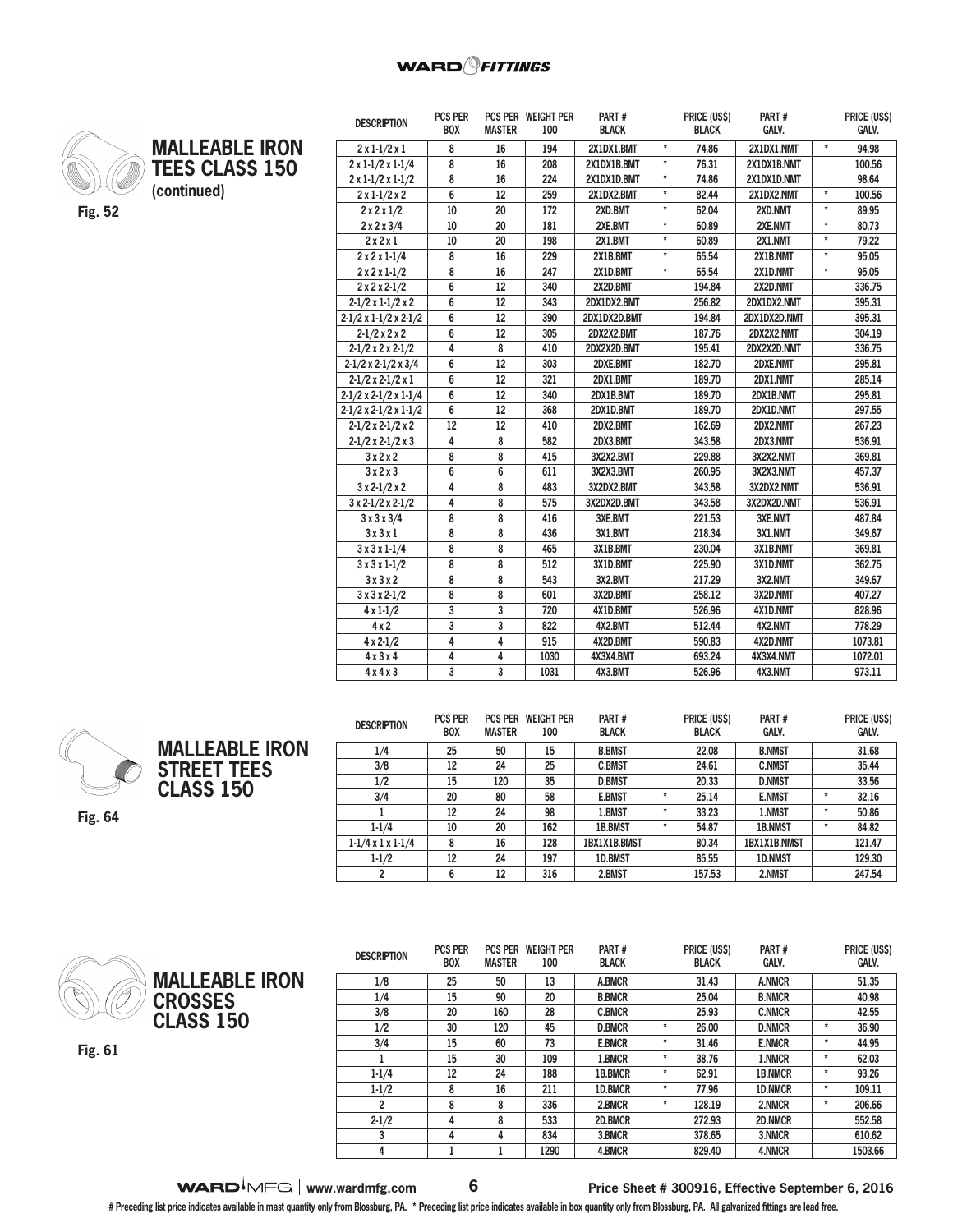## MALLEABLE IRON TEES CLASS 150 (continued)

Fig. 52

| DESCRIPTION | PCS PER BOX | PCS PER MASTER | WEIGHT PER 100 | PART # BLACK | | PRICE (US$) BLACK | PART # GALV. | | PRICE (US$) GALV. |
|---|---|---|---|---|---|---|---|---|---|
| 2 x 1-1/2 x 1 | 8 | 16 | 194 | 2X1DX1.BMT | * | 74.86 | 2X1DX1.NMT | * | 94.98 |
| 2 x 1-1/2 x 1-1/4 | 8 | 16 | 208 | 2X1DX1B.BMT | * | 76.31 | 2X1DX1B.NMT | | 100.56 |
| 2 x 1-1/2 x 1-1/2 | 8 | 16 | 224 | 2X1DX1D.BMT | * | 74.86 | 2X1DX1D.NMT | | 98.64 |
| 2 x 1-1/2 x 2 | 6 | 12 | 259 | 2X1DX2.BMT | * | 82.44 | 2X1DX2.NMT | * | 100.56 |
| 2 x 2 x 1/2 | 10 | 20 | 172 | 2XD.BMT | * | 62.04 | 2XD.NMT | * | 89.95 |
| 2 x 2 x 3/4 | 10 | 20 | 181 | 2XE.BMT | * | 60.89 | 2XE.NMT | * | 80.73 |
| 2 x 2 x 1 | 10 | 20 | 198 | 2X1.BMT | * | 60.89 | 2X1.NMT | * | 79.22 |
| 2 x 2 x 1-1/4 | 8 | 16 | 229 | 2X1B.BMT | * | 65.54 | 2X1B.NMT | * | 95.05 |
| 2 x 2 x 1-1/2 | 8 | 16 | 247 | 2X1D.BMT | * | 65.54 | 2X1D.NMT | * | 95.05 |
| 2 x 2 x 2-1/2 | 6 | 12 | 340 | 2X2D.BMT | | 194.84 | 2X2D.NMT | | 336.75 |
| 2-1/2 x 1-1/2 x 2 | 6 | 12 | 343 | 2DX1DX2.BMT | | 256.82 | 2DX1DX2.NMT | | 395.31 |
| 2-1/2 x 1-1/2 x 2-1/2 | 6 | 12 | 390 | 2DX1DX2D.BMT | | 194.84 | 2DX1DX2D.NMT | | 395.31 |
| 2-1/2 x 2 x 2 | 6 | 12 | 305 | 2DX2X2.BMT | | 187.76 | 2DX2X2.NMT | | 304.19 |
| 2-1/2 x 2 x 2-1/2 | 4 | 8 | 410 | 2DX2X2D.BMT | | 195.41 | 2DX2X2D.NMT | | 336.75 |
| 2-1/2 x 2-1/2 x 3/4 | 6 | 12 | 303 | 2DXE.BMT | | 182.70 | 2DXE.NMT | | 295.81 |
| 2-1/2 x 2-1/2 x 1 | 6 | 12 | 321 | 2DX1.BMT | | 189.70 | 2DX1.NMT | | 285.14 |
| 2-1/2 x 2-1/2 x 1-1/4 | 6 | 12 | 340 | 2DX1B.BMT | | 189.70 | 2DX1B.NMT | | 295.81 |
| 2-1/2 x 2-1/2 x 1-1/2 | 6 | 12 | 368 | 2DX1D.BMT | | 189.70 | 2DX1D.NMT | | 297.55 |
| 2-1/2 x 2-1/2 x 2 | 12 | 12 | 410 | 2DX2.BMT | | 162.69 | 2DX2.NMT | | 267.23 |
| 2-1/2 x 2-1/2 x 3 | 4 | 8 | 582 | 2DX3.BMT | | 343.58 | 2DX3.NMT | | 536.91 |
| 3 x 2 x 2 | 8 | 8 | 415 | 3X2X2.BMT | | 229.88 | 3X2X2.NMT | | 369.81 |
| 3 x 2 x 3 | 6 | 6 | 611 | 3X2X3.BMT | | 260.95 | 3X2X3.NMT | | 457.37 |
| 3 x 2-1/2 x 2 | 4 | 8 | 483 | 3X2DX2.BMT | | 343.58 | 3X2DX2.NMT | | 536.91 |
| 3 x 2-1/2 x 2-1/2 | 4 | 8 | 575 | 3X2DX2D.BMT | | 343.58 | 3X2DX2D.NMT | | 536.91 |
| 3 x 3 x 3/4 | 8 | 8 | 416 | 3XE.BMT | | 221.53 | 3XE.NMT | | 487.84 |
| 3 x 3 x 1 | 8 | 8 | 436 | 3X1.BMT | | 218.34 | 3X1.NMT | | 349.67 |
| 3 x 3 x 1-1/4 | 8 | 8 | 465 | 3X1B.BMT | | 230.04 | 3X1B.NMT | | 369.81 |
| 3 x 3 x 1-1/2 | 8 | 8 | 512 | 3X1D.BMT | | 225.90 | 3X1D.NMT | | 362.75 |
| 3 x 3 x 2 | 8 | 8 | 543 | 3X2.BMT | | 217.29 | 3X2.NMT | | 349.67 |
| 3 x 3 x 2-1/2 | 8 | 8 | 601 | 3X2D.BMT | | 258.12 | 3X2D.NMT | | 407.27 |
| 4 x 1-1/2 | 3 | 3 | 720 | 4X1D.BMT | | 526.96 | 4X1D.NMT | | 828.96 |
| 4 x 2 | 3 | 3 | 822 | 4X2.BMT | | 512.44 | 4X2.NMT | | 778.29 |
| 4 x 2-1/2 | 4 | 4 | 915 | 4X2D.BMT | | 590.83 | 4X2D.NMT | | 1073.81 |
| 4 x 3 x 4 | 4 | 4 | 1030 | 4X3X4.BMT | | 693.24 | 4X3X4.NMT | | 1072.01 |
| 4 x 4 x 3 | 3 | 3 | 1031 | 4X3.BMT | | 526.96 | 4X3.NMT | | 973.11 |

## MALLEABLE IRON STREET TEES CLASS 150

Fig. 64

| DESCRIPTION | PCS PER BOX | PCS PER MASTER | WEIGHT PER 100 | PART # BLACK | | PRICE (US$) BLACK | PART # GALV. | | PRICE (US$) GALV. |
|---|---|---|---|---|---|---|---|---|---|
| 1/4 | 25 | 50 | 15 | B.BMST | | 22.08 | B.NMST | | 31.68 |
| 3/8 | 12 | 24 | 25 | C.BMST | | 24.61 | C.NMST | | 35.44 |
| 1/2 | 15 | 120 | 35 | D.BMST | | 20.33 | D.NMST | | 33.56 |
| 3/4 | 20 | 80 | 58 | E.BMST | * | 25.14 | E.NMST | * | 32.16 |
| 1 | 12 | 24 | 98 | 1.BMST | * | 33.23 | 1.NMST | * | 50.86 |
| 1-1/4 | 10 | 20 | 162 | 1B.BMST | * | 54.87 | 1B.NMST | * | 84.82 |
| 1-1/4 x 1 x 1-1/4 | 8 | 16 | 128 | 1BX1X1B.BMST | | 80.34 | 1BX1X1B.NMST | | 121.47 |
| 1-1/2 | 12 | 24 | 197 | 1D.BMST | | 85.55 | 1D.NMST | | 129.30 |
| 2 | 6 | 12 | 316 | 2.BMST | | 157.53 | 2.NMST | | 247.54 |

## MALLEABLE IRON CROSSES CLASS 150

Fig. 61

| DESCRIPTION | PCS PER BOX | PCS PER MASTER | WEIGHT PER 100 | PART # BLACK | | PRICE (US$) BLACK | PART # GALV. | | PRICE (US$) GALV. |
|---|---|---|---|---|---|---|---|---|---|
| 1/8 | 25 | 50 | 13 | A.BMCR | | 31.43 | A.NMCR | | 51.35 |
| 1/4 | 15 | 90 | 20 | B.BMCR | | 25.04 | B.NMCR | | 40.98 |
| 3/8 | 20 | 160 | 28 | C.BMCR | | 25.93 | C.NMCR | | 42.55 |
| 1/2 | 30 | 120 | 45 | D.BMCR | * | 26.00 | D.NMCR | * | 36.90 |
| 3/4 | 15 | 60 | 73 | E.BMCR | * | 31.46 | E.NMCR | * | 44.95 |
| 1 | 15 | 30 | 109 | 1.BMCR | * | 38.76 | 1.NMCR | * | 62.03 |
| 1-1/4 | 12 | 24 | 188 | 1B.BMCR | * | 62.91 | 1B.NMCR | * | 93.26 |
| 1-1/2 | 8 | 16 | 211 | 1D.BMCR | * | 77.96 | 1D.NMCR | * | 109.11 |
| 2 | 8 | 8 | 336 | 2.BMCR | * | 128.19 | 2.NMCR | * | 206.66 |
| 2-1/2 | 4 | 8 | 533 | 2D.BMCR | | 272.93 | 2D.NMCR | | 552.58 |
| 3 | 4 | 4 | 834 | 3.BMCR | | 378.65 | 3.NMCR | | 610.62 |
| 4 | 1 | 1 | 1290 | 4.BMCR | | 829.40 | 4.NMCR | | 1503.66 |

Price Sheet # 300916, Effective September 6, 2016

# Preceding list price indicates available in mast quantity only from Blossburg, PA. * Preceding list price indicates available in box quantity only from Blossburg, PA. All galvanized fittings are lead free.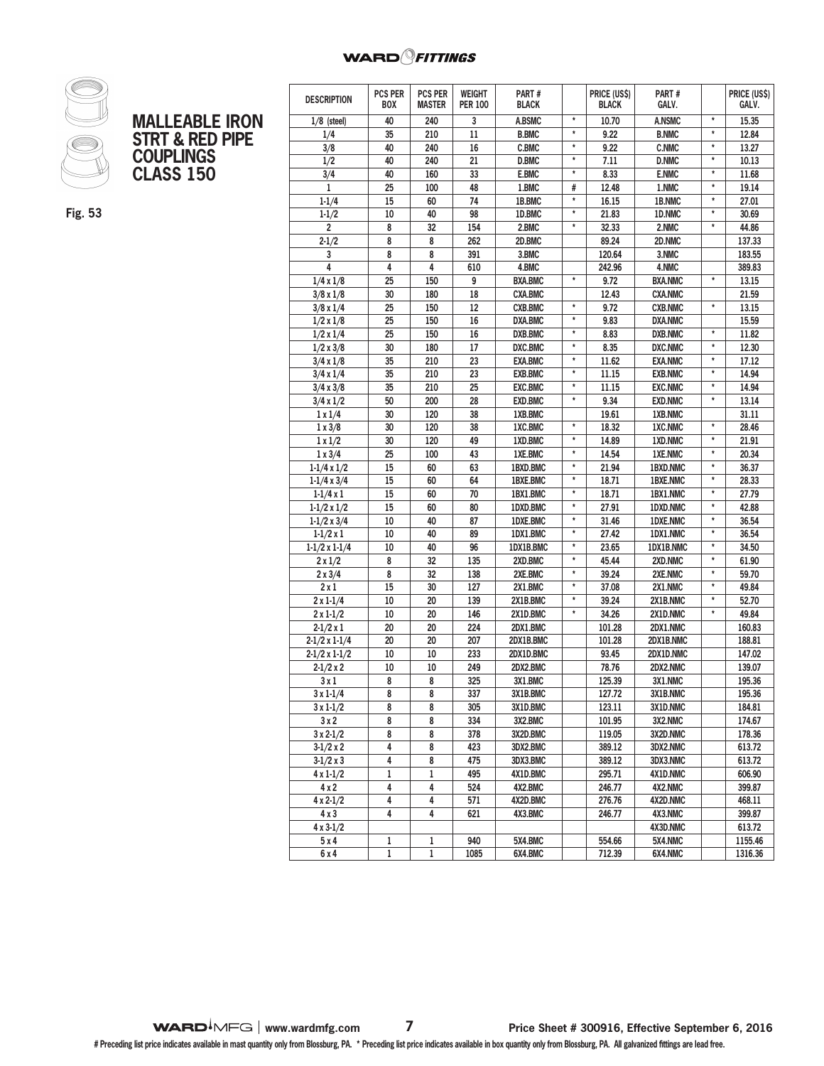# MALLEABLE IRON STRT & RED PIPE COUPLINGS CLASS 150

Fig. 53

| DESCRIPTION | PCS PER BOX | PCS PER MASTER | WEIGHT PER 100 | PART # BLACK | | PRICE (US$) BLACK | PART # GALV. | | PRICE (US$) GALV. |
|---|---|---|---|---|---|---|---|---|---|
| 1/8 (steel) | 40 | 240 | 3 | A.BSMC | * | 10.70 | A.NSMC | * | 15.35 |
| 1/4 | 35 | 210 | 11 | B.BMC | * | 9.22 | B.NMC | * | 12.84 |
| 3/8 | 40 | 240 | 16 | C.BMC | * | 9.22 | C.NMC | * | 13.27 |
| 1/2 | 40 | 240 | 21 | D.BMC | * | 7.11 | D.NMC | * | 10.13 |
| 3/4 | 40 | 160 | 33 | E.BMC | * | 8.33 | E.NMC | * | 11.68 |
| 1 | 25 | 100 | 48 | 1.BMC | # | 12.48 | 1.NMC | * | 19.14 |
| 1-1/4 | 15 | 60 | 74 | 1B.BMC | * | 16.15 | 1B.NMC | * | 27.01 |
| 1-1/2 | 10 | 40 | 98 | 1D.BMC | * | 21.83 | 1D.NMC | * | 30.69 |
| 2 | 8 | 32 | 154 | 2.BMC | * | 32.33 | 2.NMC | * | 44.86 |
| 2-1/2 | 8 | 8 | 262 | 2D.BMC | | 89.24 | 2D.NMC | | 137.33 |
| 3 | 8 | 8 | 391 | 3.BMC | | 120.64 | 3.NMC | | 183.55 |
| 4 | 4 | 4 | 610 | 4.BMC | | 242.96 | 4.NMC | | 389.83 |
| 1/4 x 1/8 | 25 | 150 | 9 | BXA.BMC | * | 9.72 | BXA.NMC | * | 13.15 |
| 3/8 x 1/8 | 30 | 180 | 18 | CXA.BMC | | 12.43 | CXA.NMC | | 21.59 |
| 3/8 x 1/4 | 25 | 150 | 12 | CXB.BMC | * | 9.72 | CXB.NMC | * | 13.15 |
| 1/2 x 1/8 | 25 | 150 | 16 | DXA.BMC | * | 9.83 | DXA.NMC | | 15.59 |
| 1/2 x 1/4 | 25 | 150 | 16 | DXB.BMC | * | 8.83 | DXB.NMC | * | 11.82 |
| 1/2 x 3/8 | 30 | 180 | 17 | DXC.BMC | * | 8.35 | DXC.NMC | * | 12.30 |
| 3/4 x 1/8 | 35 | 210 | 23 | EXA.BMC | * | 11.62 | EXA.NMC | * | 17.12 |
| 3/4 x 1/4 | 35 | 210 | 23 | EXB.BMC | * | 11.15 | EXB.NMC | * | 14.94 |
| 3/4 x 3/8 | 35 | 210 | 25 | EXC.BMC | * | 11.15 | EXC.NMC | * | 14.94 |
| 3/4 x 1/2 | 50 | 200 | 28 | EXD.BMC | * | 9.34 | EXD.NMC | * | 13.14 |
| 1 x 1/4 | 30 | 120 | 38 | 1XB.BMC | | 19.61 | 1XB.NMC | | 31.11 |
| 1 x 3/8 | 30 | 120 | 38 | 1XC.BMC | * | 18.32 | 1XC.NMC | * | 28.46 |
| 1 x 1/2 | 30 | 120 | 49 | 1XD.BMC | * | 14.89 | 1XD.NMC | * | 21.91 |
| 1 x 3/4 | 25 | 100 | 43 | 1XE.BMC | * | 14.54 | 1XE.NMC | * | 20.34 |
| 1-1/4 x 1/2 | 15 | 60 | 63 | 1BXD.BMC | * | 21.94 | 1BXD.NMC | * | 36.37 |
| 1-1/4 x 3/4 | 15 | 60 | 64 | 1BXE.BMC | * | 18.71 | 1BXE.NMC | * | 28.33 |
| 1-1/4 x 1 | 15 | 60 | 70 | 1BX1.BMC | * | 18.71 | 1BX1.NMC | * | 27.79 |
| 1-1/2 x 1/2 | 15 | 60 | 80 | 1DXD.BMC | * | 27.91 | 1DXD.NMC | * | 42.88 |
| 1-1/2 x 3/4 | 10 | 40 | 87 | 1DXE.BMC | * | 31.46 | 1DXE.NMC | * | 36.54 |
| 1-1/2 x 1 | 10 | 40 | 89 | 1DX1.BMC | * | 27.42 | 1DX1.NMC | * | 36.54 |
| 1-1/2 x 1-1/4 | 10 | 40 | 96 | 1DX1B.BMC | * | 23.65 | 1DX1B.NMC | * | 34.50 |
| 2 x 1/2 | 8 | 32 | 135 | 2XD.BMC | * | 45.44 | 2XD.NMC | * | 61.90 |
| 2 x 3/4 | 8 | 32 | 138 | 2XE.BMC | * | 39.24 | 2XE.NMC | * | 59.70 |
| 2 x 1 | 15 | 30 | 127 | 2X1.BMC | * | 37.08 | 2X1.NMC | * | 49.84 |
| 2 x 1-1/4 | 10 | 20 | 139 | 2X1B.BMC | * | 39.24 | 2X1B.NMC | * | 52.70 |
| 2 x 1-1/2 | 10 | 20 | 146 | 2X1D.BMC | * | 34.26 | 2X1D.NMC | * | 49.84 |
| 2-1/2 x 1 | 20 | 20 | 224 | 2DX1.BMC | | 101.28 | 2DX1.NMC | | 160.83 |
| 2-1/2 x 1-1/4 | 20 | 20 | 207 | 2DX1B.BMC | | 101.28 | 2DX1B.NMC | | 188.81 |
| 2-1/2 x 1-1/2 | 10 | 10 | 233 | 2DX1D.BMC | | 93.45 | 2DX1D.NMC | | 147.02 |
| 2-1/2 x 2 | 10 | 10 | 249 | 2DX2.BMC | | 78.76 | 2DX2.NMC | | 139.07 |
| 3 x 1 | 8 | 8 | 325 | 3X1.BMC | | 125.39 | 3X1.NMC | | 195.36 |
| 3 x 1-1/4 | 8 | 8 | 337 | 3X1B.BMC | | 127.72 | 3X1B.NMC | | 195.36 |
| 3 x 1-1/2 | 8 | 8 | 305 | 3X1D.BMC | | 123.11 | 3X1D.NMC | | 184.81 |
| 3 x 2 | 8 | 8 | 334 | 3X2.BMC | | 101.95 | 3X2.NMC | | 174.67 |
| 3 x 2-1/2 | 8 | 8 | 378 | 3X2D.BMC | | 119.05 | 3X2D.NMC | | 178.36 |
| 3-1/2 x 2 | 4 | 8 | 423 | 3DX2.BMC | | 389.12 | 3DX2.NMC | | 613.72 |
| 3-1/2 x 3 | 4 | 8 | 475 | 3DX3.BMC | | 389.12 | 3DX3.NMC | | 613.72 |
| 4 x 1-1/2 | 1 | 1 | 495 | 4X1D.BMC | | 295.71 | 4X1D.NMC | | 606.90 |
| 4 x 2 | 4 | 4 | 524 | 4X2.BMC | | 246.77 | 4X2.NMC | | 399.87 |
| 4 x 2-1/2 | 4 | 4 | 571 | 4X2D.BMC | | 276.76 | 4X2D.NMC | | 468.11 |
| 4 x 3 | 4 | 4 | 621 | 4X3.BMC | | 246.77 | 4X3.NMC | | 399.87 |
| 4 x 3-1/2 | | | | | | | 4X3D.NMC | | 613.72 |
| 5 x 4 | 1 | 1 | 940 | 5X4.BMC | | 554.66 | 5X4.NMC | | 1155.46 |
| 6 x 4 | 1 | 1 | 1085 | 6X4.BMC | | 712.39 | 6X4.NMC | | 1316.36 |

# Preceding list price indicates available in mast quantity only from Blossburg, PA. * Preceding list price indicates available in box quantity only from Blossburg, PA. All galvanized fittings are lead free.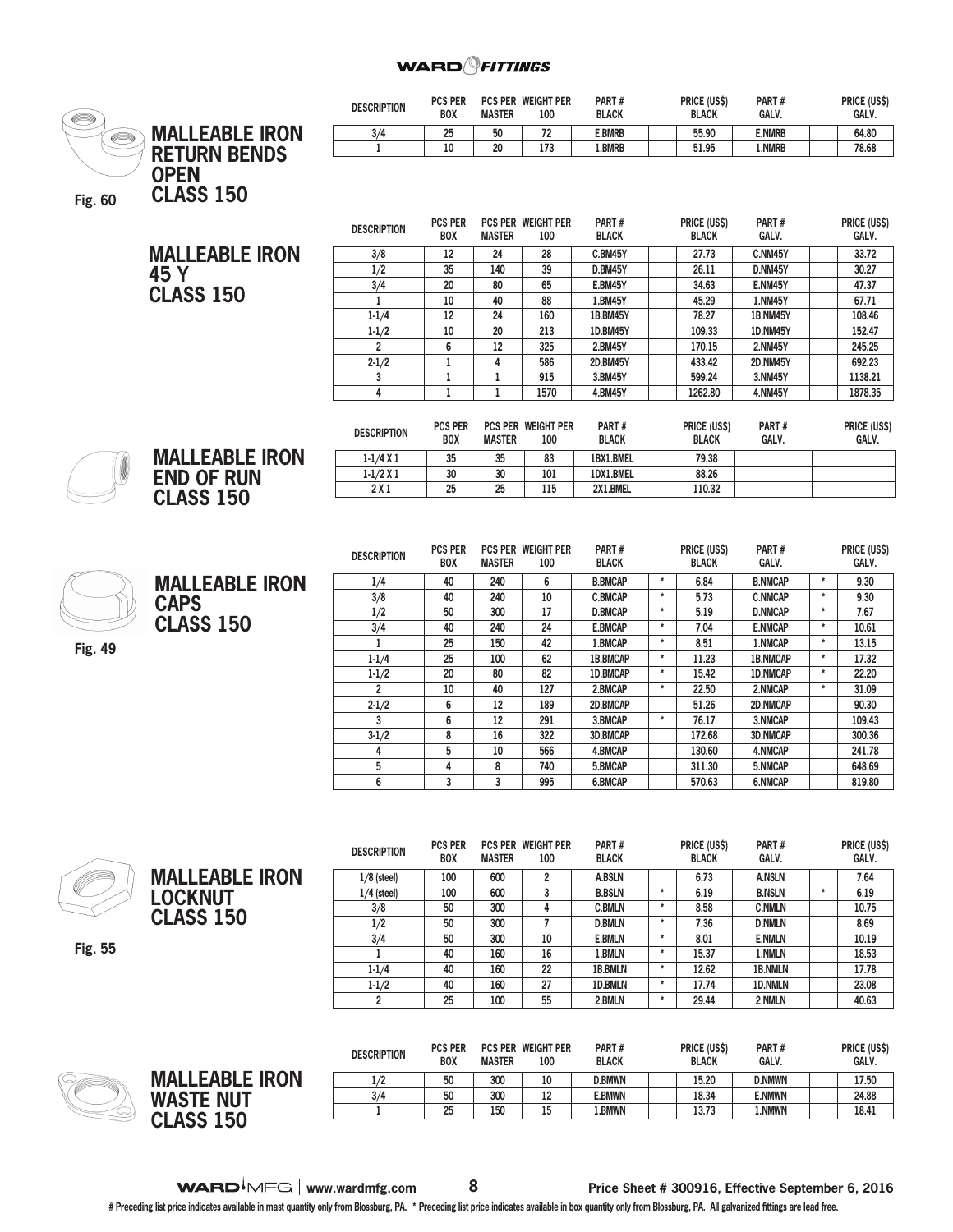# MALLEABLE IRON RETURN BENDS OPEN CLASS 150

Fig. 60

| DESCRIPTION | PCS PER BOX | PCS PER MASTER | WEIGHT PER 100 | PART # BLACK | | PRICE (US$) BLACK | PART # GALV. | | PRICE (US$) GALV. |
|---|---|---|---|---|---|---|---|---|---|
| 3/4 | 25 | 50 | 72 | E.BMRB | | 55.90 | E.NMRB | | 64.80 |
| 1 | 10 | 20 | 173 | 1.BMRB | | 51.95 | 1.NMRB | | 78.68 |

# MALLEABLE IRON 45 Y CLASS 150

| DESCRIPTION | PCS PER BOX | PCS PER MASTER | WEIGHT PER 100 | PART # BLACK | | PRICE (US$) BLACK | PART # GALV. | | PRICE (US$) GALV. |
|---|---|---|---|---|---|---|---|---|---|
| 3/8 | 12 | 24 | 28 | C.BM45Y | | 27.73 | C.NM45Y | | 33.72 |
| 1/2 | 35 | 140 | 39 | D.BM45Y | | 26.11 | D.NM45Y | | 30.27 |
| 3/4 | 20 | 80 | 65 | E.BM45Y | | 34.63 | E.NM45Y | | 47.37 |
| 1 | 10 | 40 | 88 | 1.BM45Y | | 45.29 | 1.NM45Y | | 67.71 |
| 1-1/4 | 12 | 24 | 160 | 1B.BM45Y | | 78.27 | 1B.NM45Y | | 108.46 |
| 1-1/2 | 10 | 20 | 213 | 1D.BM45Y | | 109.33 | 1D.NM45Y | | 152.47 |
| 2 | 6 | 12 | 325 | 2.BM45Y | | 170.15 | 2.NM45Y | | 245.25 |
| 2-1/2 | 1 | 4 | 586 | 2D.BM45Y | | 433.42 | 2D.NM45Y | | 692.23 |
| 3 | 1 | 1 | 915 | 3.BM45Y | | 599.24 | 3.NM45Y | | 1138.21 |
| 4 | 1 | 1 | 1570 | 4.BM45Y | | 1262.80 | 4.NM45Y | | 1878.35 |

# MALLEABLE IRON END OF RUN CLASS 150

| DESCRIPTION | PCS PER BOX | PCS PER MASTER | WEIGHT PER 100 | PART # BLACK | | PRICE (US$) BLACK | PART # GALV. | | PRICE (US$) GALV. |
|---|---|---|---|---|---|---|---|---|---|
| 1-1/4 X 1 | 35 | 35 | 83 | 1BX1.BMEL | | 79.38 | | | |
| 1-1/2 X 1 | 30 | 30 | 101 | 1DX1.BMEL | | 88.26 | | | |
| 2 X 1 | 25 | 25 | 115 | 2X1.BMEL | | 110.32 | | | |

# MALLEABLE IRON CAPS CLASS 150

Fig. 49

| DESCRIPTION | PCS PER BOX | PCS PER MASTER | WEIGHT PER 100 | PART # BLACK | | PRICE (US$) BLACK | PART # GALV. | | PRICE (US$) GALV. |
|---|---|---|---|---|---|---|---|---|---|
| 1/4 | 40 | 240 | 6 | B.BMCAP | * | 6.84 | B.NMCAP | * | 9.30 |
| 3/8 | 40 | 240 | 10 | C.BMCAP | * | 5.73 | C.NMCAP | * | 9.30 |
| 1/2 | 50 | 300 | 17 | D.BMCAP | * | 5.19 | D.NMCAP | * | 7.67 |
| 3/4 | 40 | 240 | 24 | E.BMCAP | * | 7.04 | E.NMCAP | * | 10.61 |
| 1 | 25 | 150 | 42 | 1.BMCAP | * | 8.51 | 1.NMCAP | * | 13.15 |
| 1-1/4 | 25 | 100 | 62 | 1B.BMCAP | * | 11.23 | 1B.NMCAP | * | 17.32 |
| 1-1/2 | 20 | 80 | 82 | 1D.BMCAP | * | 15.42 | 1D.NMCAP | * | 22.20 |
| 2 | 10 | 40 | 127 | 2.BMCAP | * | 22.50 | 2.NMCAP | * | 31.09 |
| 2-1/2 | 6 | 12 | 189 | 2D.BMCAP | | 51.26 | 2D.NMCAP | | 90.30 |
| 3 | 6 | 12 | 291 | 3.BMCAP | * | 76.17 | 3.NMCAP | | 109.43 |
| 3-1/2 | 8 | 16 | 322 | 3D.BMCAP | | 172.68 | 3D.NMCAP | | 300.36 |
| 4 | 5 | 10 | 566 | 4.BMCAP | | 130.60 | 4.NMCAP | | 241.78 |
| 5 | 4 | 8 | 740 | 5.BMCAP | | 311.30 | 5.NMCAP | | 648.69 |
| 6 | 3 | 3 | 995 | 6.BMCAP | | 570.63 | 6.NMCAP | | 819.80 |

# MALLEABLE IRON LOCKNUT CLASS 150

Fig. 55

| DESCRIPTION | PCS PER BOX | PCS PER MASTER | WEIGHT PER 100 | PART # BLACK | | PRICE (US$) BLACK | PART # GALV. | | PRICE (US$) GALV. |
|---|---|---|---|---|---|---|---|---|---|
| 1/8 (steel) | 100 | 600 | 2 | A.BSLN | | 6.73 | A.NSLN | | 7.64 |
| 1/4 (steel) | 100 | 600 | 3 | B.BSLN | * | 6.19 | B.NSLN | * | 6.19 |
| 3/8 | 50 | 300 | 4 | C.BMLN | * | 8.58 | C.NMLN | | 10.75 |
| 1/2 | 50 | 300 | 7 | D.BMLN | * | 7.36 | D.NMLN | | 8.69 |
| 3/4 | 50 | 300 | 10 | E.BMLN | * | 8.01 | E.NMLN | | 10.19 |
| 1 | 40 | 160 | 16 | 1.BMLN | * | 15.37 | 1.NMLN | | 18.53 |
| 1-1/4 | 40 | 160 | 22 | 1B.BMLN | * | 12.62 | 1B.NMLN | | 17.78 |
| 1-1/2 | 40 | 160 | 27 | 1D.BMLN | * | 17.74 | 1D.NMLN | | 23.08 |
| 2 | 25 | 100 | 55 | 2.BMLN | * | 29.44 | 2.NMLN | | 40.63 |

# MALLEABLE IRON WASTE NUT CLASS 150

| DESCRIPTION | PCS PER BOX | PCS PER MASTER | WEIGHT PER 100 | PART # BLACK | | PRICE (US$) BLACK | PART # GALV. | | PRICE (US$) GALV. |
|---|---|---|---|---|---|---|---|---|---|
| 1/2 | 50 | 300 | 10 | D.BMWN | | 15.20 | D.NMWN | | 17.50 |
| 3/4 | 50 | 300 | 12 | E.BMWN | | 18.34 | E.NMWN | | 24.88 |
| 1 | 25 | 150 | 15 | 1.BMWN | | 13.73 | 1.NMWN | | 18.41 |

# Preceding list price indicates available in mast quantity only from Blossburg, PA. * Preceding list price indicates available in box quantity only from Blossburg, PA. All galvanized fittings are lead free.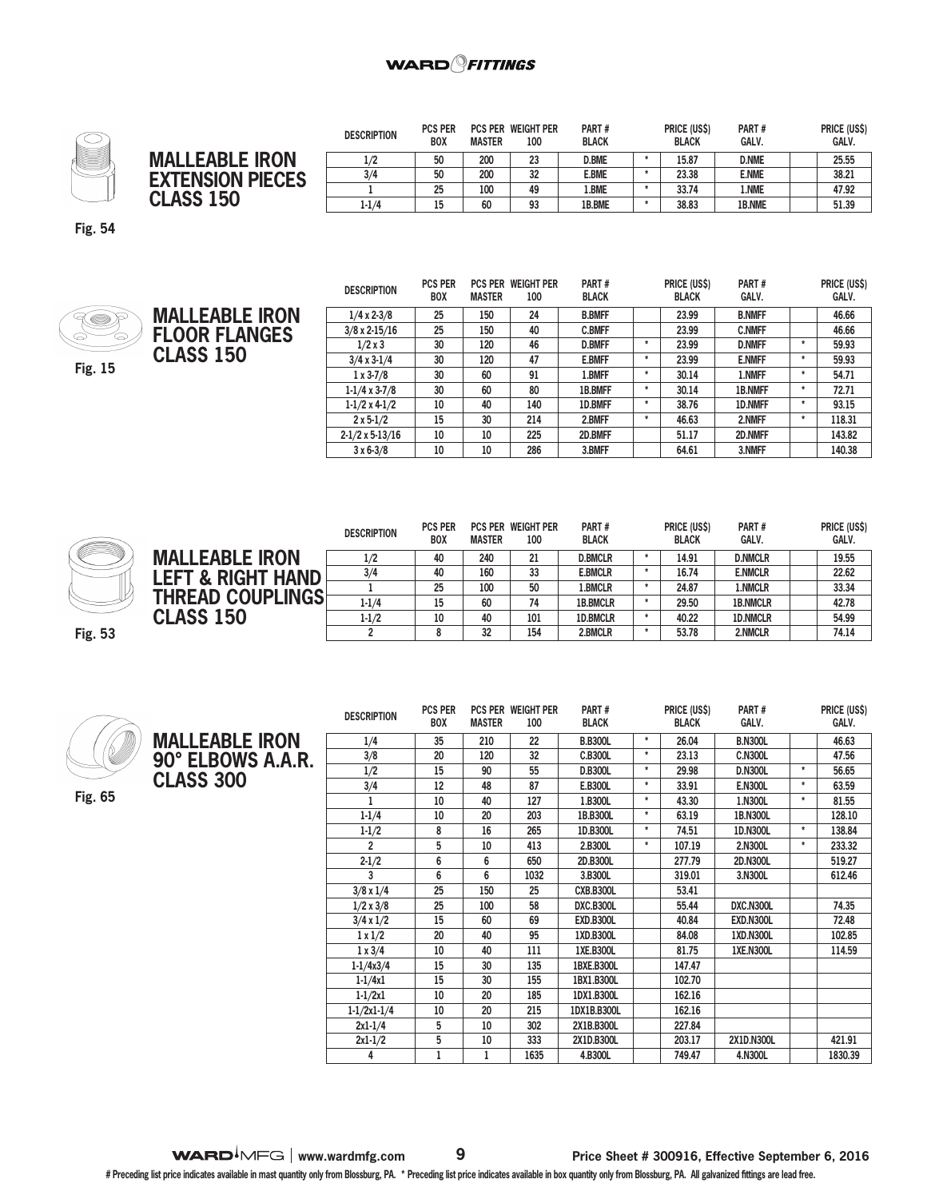## MALLEABLE IRON EXTENSION PIECES CLASS 150

Fig. 54

| DESCRIPTION | PCS PER BOX | PCS PER MASTER | WEIGHT PER 100 | PART # BLACK | | PRICE (US$) BLACK | PART # GALV. | | PRICE (US$) GALV. |
|---|---|---|---|---|---|---|---|---|---|
| 1/2 | 50 | 200 | 23 | D.BME | * | 15.87 | D.NME | | 25.55 |
| 3/4 | 50 | 200 | 32 | E.BME | * | 23.38 | E.NME | | 38.21 |
| 1 | 25 | 100 | 49 | 1.BME | * | 33.74 | 1.NME | | 47.92 |
| 1-1/4 | 15 | 60 | 93 | 1B.BME | * | 38.83 | 1B.NME | | 51.39 |

## MALLEABLE IRON FLOOR FLANGES CLASS 150

Fig. 15

| DESCRIPTION | PCS PER BOX | PCS PER MASTER | WEIGHT PER 100 | PART # BLACK | | PRICE (US$) BLACK | PART # GALV. | | PRICE (US$) GALV. |
|---|---|---|---|---|---|---|---|---|---|
| 1/4 x 2-3/8 | 25 | 150 | 24 | B.BMFF | | 23.99 | B.NMFF | | 46.66 |
| 3/8 x 2-15/16 | 25 | 150 | 40 | C.BMFF | | 23.99 | C.NMFF | | 46.66 |
| 1/2 x 3 | 30 | 120 | 46 | D.BMFF | * | 23.99 | D.NMFF | * | 59.93 |
| 3/4 x 3-1/4 | 30 | 120 | 47 | E.BMFF | * | 23.99 | E.NMFF | * | 59.93 |
| 1 x 3-7/8 | 30 | 60 | 91 | 1.BMFF | * | 30.14 | 1.NMFF | * | 54.71 |
| 1-1/4 x 3-7/8 | 30 | 60 | 80 | 1B.BMFF | * | 30.14 | 1B.NMFF | * | 72.71 |
| 1-1/2 x 4-1/2 | 10 | 40 | 140 | 1D.BMFF | * | 38.76 | 1D.NMFF | * | 93.15 |
| 2 x 5-1/2 | 15 | 30 | 214 | 2.BMFF | * | 46.63 | 2.NMFF | * | 118.31 |
| 2-1/2 x 5-13/16 | 10 | 10 | 225 | 2D.BMFF | | 51.17 | 2D.NMFF | | 143.82 |
| 3 x 6-3/8 | 10 | 10 | 286 | 3.BMFF | | 64.61 | 3.NMFF | | 140.38 |

## MALLEABLE IRON LEFT & RIGHT HAND THREAD COUPLINGS CLASS 150

Fig. 53

| DESCRIPTION | PCS PER BOX | PCS PER MASTER | WEIGHT PER 100 | PART # BLACK | | PRICE (US$) BLACK | PART # GALV. | | PRICE (US$) GALV. |
|---|---|---|---|---|---|---|---|---|---|
| 1/2 | 40 | 240 | 21 | D.BMCLR | * | 14.91 | D.NMCLR | | 19.55 |
| 3/4 | 40 | 160 | 33 | E.BMCLR | * | 16.74 | E.NMCLR | | 22.62 |
| 1 | 25 | 100 | 50 | 1.BMCLR | * | 24.87 | 1.NMCLR | | 33.34 |
| 1-1/4 | 15 | 60 | 74 | 1B.BMCLR | * | 29.50 | 1B.NMCLR | | 42.78 |
| 1-1/2 | 10 | 40 | 101 | 1D.BMCLR | * | 40.22 | 1D.NMCLR | | 54.99 |
| 2 | 8 | 32 | 154 | 2.BMCLR | * | 53.78 | 2.NMCLR | | 74.14 |

## MALLEABLE IRON 90° ELBOWS A.A.R. CLASS 300

Fig. 65

| DESCRIPTION | PCS PER BOX | PCS PER MASTER | WEIGHT PER 100 | PART # BLACK | | PRICE (US$) BLACK | PART # GALV. | | PRICE (US$) GALV. |
|---|---|---|---|---|---|---|---|---|---|
| 1/4 | 35 | 210 | 22 | B.B300L | * | 26.04 | B.N300L | | 46.63 |
| 3/8 | 20 | 120 | 32 | C.B300L | * | 23.13 | C.N300L | | 47.56 |
| 1/2 | 15 | 90 | 55 | D.B300L | * | 29.98 | D.N300L | * | 56.65 |
| 3/4 | 12 | 48 | 87 | E.B300L | * | 33.91 | E.N300L | * | 63.59 |
| 1 | 10 | 40 | 127 | 1.B300L | * | 43.30 | 1.N300L | * | 81.55 |
| 1-1/4 | 10 | 20 | 203 | 1B.B300L | * | 63.19 | 1B.N300L | | 128.10 |
| 1-1/2 | 8 | 16 | 265 | 1D.B300L | * | 74.51 | 1D.N300L | * | 138.84 |
| 2 | 5 | 10 | 413 | 2.B300L | * | 107.19 | 2.N300L | * | 233.32 |
| 2-1/2 | 6 | 6 | 650 | 2D.B300L | | 277.79 | 2D.N300L | | 519.27 |
| 3 | 6 | 6 | 1032 | 3.B300L | | 319.01 | 3.N300L | | 612.46 |
| 3/8 x 1/4 | 25 | 150 | 25 | CXB.B300L | | 53.41 | | | |
| 1/2 x 3/8 | 25 | 100 | 58 | DXC.B300L | | 55.44 | DXC.N300L | | 74.35 |
| 3/4 x 1/2 | 15 | 60 | 69 | EXD.B300L | | 40.84 | EXD.N300L | | 72.48 |
| 1 x 1/2 | 20 | 40 | 95 | 1XD.B300L | | 84.08 | 1XD.N300L | | 102.85 |
| 1 x 3/4 | 10 | 40 | 111 | 1XE.B300L | | 81.75 | 1XE.N300L | | 114.59 |
| 1-1/4x3/4 | 15 | 30 | 135 | 1BXE.B300L | | 147.47 | | | |
| 1-1/4x1 | 15 | 30 | 155 | 1BX1.B300L | | 102.70 | | | |
| 1-1/2x1 | 10 | 20 | 185 | 1DX1.B300L | | 162.16 | | | |
| 1-1/2x1-1/4 | 10 | 20 | 215 | 1DX1B.B300L | | 162.16 | | | |
| 2x1-1/4 | 5 | 10 | 302 | 2X1B.B300L | | 227.84 | | | |
| 2x1-1/2 | 5 | 10 | 333 | 2X1D.B300L | | 203.17 | 2X1D.N300L | | 421.91 |
| 4 | 1 | 1 | 1635 | 4.B300L | | 749.47 | 4.N300L | | 1830.39 |

WARD MFG | www.wardmfg.com    Price Sheet # 300916, Effective September 6, 2016

# Preceding list price indicates available in mast quantity only from Blossburg, PA. * Preceding list price indicates available in box quantity only from Blossburg, PA. All galvanized fittings are lead free.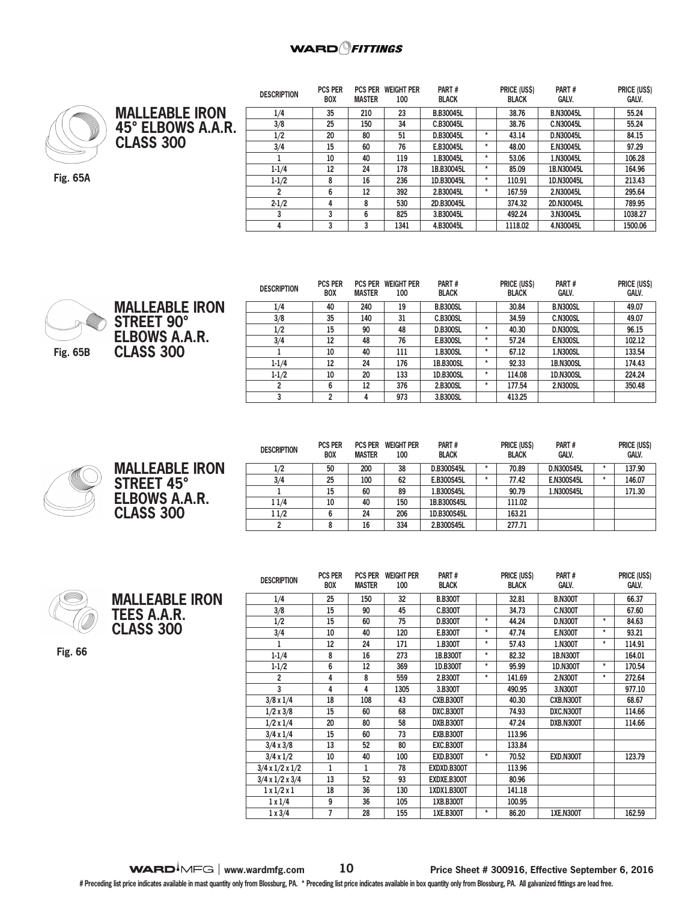## MALLEABLE IRON 45° ELBOWS A.A.R. CLASS 300

Fig. 65A

| DESCRIPTION | PCS PER BOX | PCS PER MASTER | WEIGHT PER 100 | PART # BLACK | | PRICE (US$) BLACK | PART # GALV. | | PRICE (US$) GALV. |
|---|---|---|---|---|---|---|---|---|---|
| 1/4 | 35 | 210 | 23 | B.B30045L | | 38.76 | B.N30045L | | 55.24 |
| 3/8 | 25 | 150 | 34 | C.B30045L | | 38.76 | C.N30045L | | 55.24 |
| 1/2 | 20 | 80 | 51 | D.B30045L | * | 43.14 | D.N30045L | | 84.15 |
| 3/4 | 15 | 60 | 76 | E.B30045L | * | 48.00 | E.N30045L | | 97.29 |
| 1 | 10 | 40 | 119 | 1.B30045L | * | 53.06 | 1.N30045L | | 106.28 |
| 1-1/4 | 12 | 24 | 178 | 1B.B30045L | * | 85.09 | 1B.N30045L | | 164.96 |
| 1-1/2 | 8 | 16 | 236 | 1D.B30045L | * | 110.91 | 1D.N30045L | | 213.43 |
| 2 | 6 | 12 | 392 | 2.B30045L | * | 167.59 | 2.N30045L | | 295.64 |
| 2-1/2 | 4 | 8 | 530 | 2D.B30045L | | 374.32 | 2D.N30045L | | 789.95 |
| 3 | 3 | 6 | 825 | 3.B30045L | | 492.24 | 3.N30045L | | 1038.27 |
| 4 | 3 | 3 | 1341 | 4.B30045L | | 1118.02 | 4.N30045L | | 1500.06 |

## MALLEABLE IRON STREET 90° ELBOWS A.A.R. CLASS 300

Fig. 65B

| DESCRIPTION | PCS PER BOX | PCS PER MASTER | WEIGHT PER 100 | PART # BLACK | | PRICE (US$) BLACK | PART # GALV. | | PRICE (US$) GALV. |
|---|---|---|---|---|---|---|---|---|---|
| 1/4 | 40 | 240 | 19 | B.B300SL | | 30.84 | B.N300SL | | 49.07 |
| 3/8 | 35 | 140 | 31 | C.B300SL | | 34.59 | C.N300SL | | 49.07 |
| 1/2 | 15 | 90 | 48 | D.B300SL | * | 40.30 | D.N300SL | | 96.15 |
| 3/4 | 12 | 48 | 76 | E.B300SL | * | 57.24 | E.N300SL | | 102.12 |
| 1 | 10 | 40 | 111 | 1.B300SL | * | 67.12 | 1.N300SL | | 133.54 |
| 1-1/4 | 12 | 24 | 176 | 1B.B300SL | * | 92.33 | 1B.N300SL | | 174.43 |
| 1-1/2 | 10 | 20 | 133 | 1D.B300SL | * | 114.08 | 1D.N300SL | | 224.24 |
| 2 | 6 | 12 | 376 | 2.B300SL | * | 177.54 | 2.N300SL | | 350.48 |
| 3 | 2 | 4 | 973 | 3.B300SL | | 413.25 | | | |

## MALLEABLE IRON STREET 45° ELBOWS A.A.R. CLASS 300

| DESCRIPTION | PCS PER BOX | PCS PER MASTER | WEIGHT PER 100 | PART # BLACK | | PRICE (US$) BLACK | PART # GALV. | | PRICE (US$) GALV. |
|---|---|---|---|---|---|---|---|---|---|
| 1/2 | 50 | 200 | 38 | D.B300S45L | * | 70.89 | D.N300S45L | * | 137.90 |
| 3/4 | 25 | 100 | 62 | E.B300S45L | * | 77.42 | E.N300S45L | * | 146.07 |
| 1 | 15 | 60 | 89 | 1.B300S45L | | 90.79 | 1.N300S45L | | 171.30 |
| 1 1/4 | 10 | 40 | 150 | 1B.B300S45L | | 111.02 | | | |
| 1 1/2 | 6 | 24 | 206 | 1D.B300S45L | | 163.21 | | | |
| 2 | 8 | 16 | 334 | 2.B300S45L | | 277.71 | | | |

## MALLEABLE IRON TEES A.A.R. CLASS 300

Fig. 66

| DESCRIPTION | PCS PER BOX | PCS PER MASTER | WEIGHT PER 100 | PART # BLACK | | PRICE (US$) BLACK | PART # GALV. | | PRICE (US$) GALV. |
|---|---|---|---|---|---|---|---|---|---|
| 1/4 | 25 | 150 | 32 | B.B300T | | 32.81 | B.N300T | | 66.37 |
| 3/8 | 15 | 90 | 45 | C.B300T | | 34.73 | C.N300T | | 67.60 |
| 1/2 | 15 | 60 | 75 | D.B300T | * | 44.24 | D.N300T | * | 84.63 |
| 3/4 | 10 | 40 | 120 | E.B300T | * | 47.74 | E.N300T | * | 93.21 |
| 1 | 12 | 24 | 171 | 1.B300T | * | 57.43 | 1.N300T | * | 114.91 |
| 1-1/4 | 8 | 16 | 273 | 1B.B300T | * | 82.32 | 1B.N300T | | 164.01 |
| 1-1/2 | 6 | 12 | 369 | 1D.B300T | * | 95.99 | 1D.N300T | * | 170.54 |
| 2 | 4 | 8 | 559 | 2.B300T | * | 141.69 | 2.N300T | * | 272.64 |
| 3 | 4 | 4 | 1305 | 3.B300T | | 490.95 | 3.N300T | | 977.10 |
| 3/8 x 1/4 | 18 | 108 | 43 | CXB.B300T | | 40.30 | CXB.N300T | | 68.67 |
| 1/2 x 3/8 | 15 | 60 | 68 | DXC.B300T | | 74.93 | DXC.N300T | | 114.66 |
| 1/2 x 1/4 | 20 | 80 | 58 | DXB.B300T | | 47.24 | DXB.N300T | | 114.66 |
| 3/4 x 1/4 | 15 | 60 | 73 | EXB.B300T | | 113.96 | | | |
| 3/4 x 3/8 | 13 | 52 | 80 | EXC.B300T | | 133.84 | | | |
| 3/4 x 1/2 | 10 | 40 | 100 | EXD.B300T | * | 70.52 | EXD.N300T | | 123.79 |
| 3/4 x 1/2 x 1/2 | 1 | 1 | 78 | EXDXD.B300T | | 113.96 | | | |
| 3/4 x 1/2 x 3/4 | 13 | 52 | 93 | EXDXE.B300T | | 80.96 | | | |
| 1 x 1/2 x 1 | 18 | 36 | 130 | 1XDX1.B300T | | 141.18 | | | |
| 1 x 1/4 | 9 | 36 | 105 | 1XB.B300T | | 100.95 | | | |
| 1 x 3/4 | 7 | 28 | 155 | 1XE.B300T | * | 86.20 | 1XE.N300T | | 162.59 |

www.wardmfg.com | Price Sheet # 300916, Effective September 6, 2016

# Preceding list price indicates available in mast quantity only from Blossburg, PA. * Preceding list price indicates available in box quantity only from Blossburg, PA. All galvanized fittings are lead free.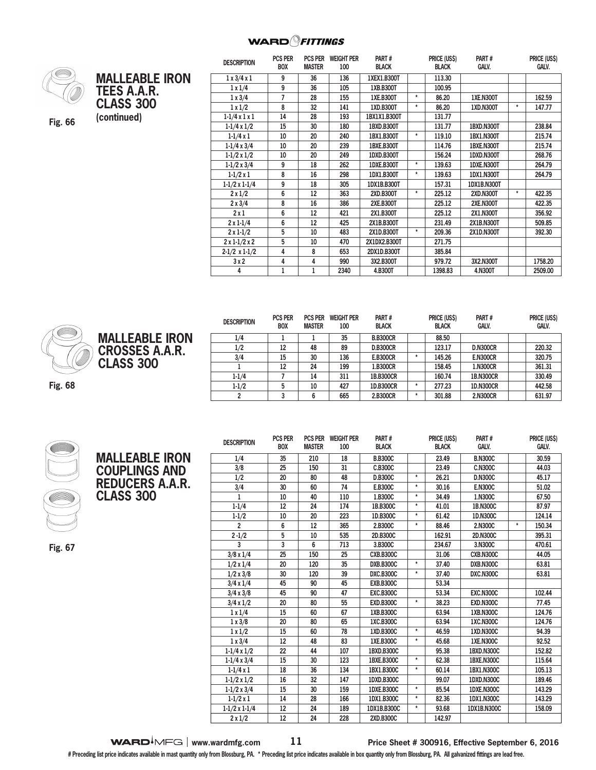WARD FITTINGS

## MALLEABLE IRON TEES A.A.R. CLASS 300 (continued)

Fig. 66

| DESCRIPTION | PCS PER BOX | PCS PER MASTER | WEIGHT PER 100 | PART # BLACK | | PRICE (US$) BLACK | PART # GALV. | | PRICE (US$) GALV. |
|---|---|---|---|---|---|---|---|---|---|
| 1 x 3/4 x 1 | 9 | 36 | 136 | 1XEX1.B300T | | 113.30 | | | |
| 1 x 1/4 | 9 | 36 | 105 | 1XB.B300T | | 100.95 | | | |
| 1 x 3/4 | 7 | 28 | 155 | 1XE.B300T | * | 86.20 | 1XE.N300T | | 162.59 |
| 1 x 1/2 | 8 | 32 | 141 | 1XD.B300T | * | 86.20 | 1XD.N300T | * | 147.77 |
| 1-1/4 x 1 x 1 | 14 | 28 | 193 | 1BX1X1.B300T | | 131.77 | | | |
| 1-1/4 x 1/2 | 15 | 30 | 180 | 1BXD.B300T | | 131.77 | 1BXD.N300T | | 238.84 |
| 1-1/4 x 1 | 10 | 20 | 240 | 1BX1.B300T | * | 119.10 | 1BX1.N300T | | 215.74 |
| 1-1/4 x 3/4 | 10 | 20 | 239 | 1BXE.B300T | | 114.76 | 1BXE.N300T | | 215.74 |
| 1-1/2 x 1/2 | 10 | 20 | 249 | 1DXD.B300T | | 156.24 | 1DXD.N300T | | 268.76 |
| 1-1/2 x 3/4 | 9 | 18 | 262 | 1DXE.B300T | * | 139.63 | 1DXE.N300T | | 264.79 |
| 1-1/2 x 1 | 8 | 16 | 298 | 1DX1.B300T | * | 139.63 | 1DX1.N300T | | 264.79 |
| 1-1/2 x 1-1/4 | 9 | 18 | 305 | 1DX1B.B300T | | 157.31 | 1DX1B.N300T | | |
| 2 x 1/2 | 6 | 12 | 363 | 2XD.B300T | * | 225.12 | 2XD.N300T | * | 422.35 |
| 2 x 3/4 | 8 | 16 | 386 | 2XE.B300T | | 225.12 | 2XE.N300T | | 422.35 |
| 2 x 1 | 6 | 12 | 421 | 2X1.B300T | | 225.12 | 2X1.N300T | | 356.92 |
| 2 x 1-1/4 | 6 | 12 | 425 | 2X1B.B300T | | 231.49 | 2X1B.N300T | | 509.85 |
| 2 x 1-1/2 | 5 | 10 | 483 | 2X1D.B300T | * | 209.36 | 2X1D.N300T | | 392.30 |
| 2 x 1-1/2 x 2 | 5 | 10 | 470 | 2X1DX2.B300T | | 271.75 | | | |
| 2-1/2 x 1-1/2 | 4 | 8 | 653 | 2DX1D.B300T | | 385.84 | | | |
| 3 x 2 | 4 | 4 | 990 | 3X2.B300T | | 979.72 | 3X2.N300T | | 1758.20 |
| 4 | 1 | 1 | 2340 | 4.B300T | | 1398.83 | 4.N300T | | 2509.00 |

## MALLEABLE IRON CROSSES A.A.R. CLASS 300

Fig. 68

| DESCRIPTION | PCS PER BOX | PCS PER MASTER | WEIGHT PER 100 | PART # BLACK | | PRICE (US$) BLACK | PART # GALV. | | PRICE (US$) GALV. |
|---|---|---|---|---|---|---|---|---|---|
| 1/4 | 1 | 1 | 35 | B.B300CR | | 88.50 | | | |
| 1/2 | 12 | 48 | 89 | D.B300CR | | 123.17 | D.N300CR | | 220.32 |
| 3/4 | 15 | 30 | 136 | E.B300CR | * | 145.26 | E.N300CR | | 320.75 |
| 1 | 12 | 24 | 199 | 1.B300CR | | 158.45 | 1.N300CR | | 361.31 |
| 1-1/4 | 7 | 14 | 311 | 1B.B300CR | | 160.74 | 1B.N300CR | | 330.49 |
| 1-1/2 | 5 | 10 | 427 | 1D.B300CR | * | 277.23 | 1D.N300CR | | 442.58 |
| 2 | 3 | 6 | 665 | 2.B300CR | * | 301.88 | 2.N300CR | | 631.97 |

## MALLEABLE IRON COUPLINGS AND REDUCERS A.A.R. CLASS 300

Fig. 67

| DESCRIPTION | PCS PER BOX | PCS PER MASTER | WEIGHT PER 100 | PART # BLACK | | PRICE (US$) BLACK | PART # GALV. | | PRICE (US$) GALV. |
|---|---|---|---|---|---|---|---|---|---|
| 1/4 | 35 | 210 | 18 | B.B300C | | 23.49 | B.N300C | | 30.59 |
| 3/8 | 25 | 150 | 31 | C.B300C | | 23.49 | C.N300C | | 44.03 |
| 1/2 | 20 | 80 | 48 | D.B300C | * | 26.21 | D.N300C | | 45.17 |
| 3/4 | 30 | 60 | 74 | E.B300C | * | 30.16 | E.N300C | | 51.02 |
| 1 | 10 | 40 | 110 | 1.B300C | * | 34.49 | 1.N300C | | 67.50 |
| 1-1/4 | 12 | 24 | 174 | 1B.B300C | * | 41.01 | 1B.N300C | | 87.97 |
| 1-1/2 | 10 | 20 | 223 | 1D.B300C | * | 61.42 | 1D.N300C | | 124.14 |
| 2 | 6 | 12 | 365 | 2.B300C | * | 88.46 | 2.N300C | * | 150.34 |
| 2 -1/2 | 5 | 10 | 535 | 2D.B300C | | 162.91 | 2D.N300C | | 395.31 |
| 3 | 3 | 6 | 713 | 3.B300C | | 234.67 | 3.N300C | | 470.61 |
| 3/8 x 1/4 | 25 | 150 | 25 | CXB.B300C | | 31.06 | CXB.N300C | | 44.05 |
| 1/2 x 1/4 | 20 | 120 | 35 | DXB.B300C | * | 37.40 | DXB.N300C | | 63.81 |
| 1/2 x 3/8 | 30 | 120 | 39 | DXC.B300C | * | 37.40 | DXC.N300C | | 63.81 |
| 3/4 x 1/4 | 45 | 90 | 45 | EXB.B300C | | 53.34 | | | |
| 3/4 x 3/8 | 45 | 90 | 47 | EXC.B300C | | 53.34 | EXC.N300C | | 102.44 |
| 3/4 x 1/2 | 20 | 80 | 55 | EXD.B300C | * | 38.23 | EXD.N300C | | 77.45 |
| 1 x 1/4 | 15 | 60 | 67 | 1XB.B300C | | 63.94 | 1XB.N300C | | 124.76 |
| 1 x 3/8 | 20 | 80 | 65 | 1XC.B300C | | 63.94 | 1XC.N300C | | 124.76 |
| 1 x 1/2 | 15 | 60 | 78 | 1XD.B300C | * | 46.59 | 1XD.N300C | | 94.39 |
| 1 x 3/4 | 12 | 48 | 83 | 1XE.B300C | * | 45.68 | 1XE.N300C | | 92.52 |
| 1-1/4 x 1/2 | 22 | 44 | 107 | 1BXD.B300C | | 95.38 | 1BXD.N300C | | 152.82 |
| 1-1/4 x 3/4 | 15 | 30 | 123 | 1BXE.B300C | * | 62.38 | 1BXE.N300C | | 115.64 |
| 1-1/4 x 1 | 18 | 36 | 134 | 1BX1.B300C | * | 60.14 | 1BX1.N300C | | 105.13 |
| 1-1/2 x 1/2 | 16 | 32 | 147 | 1DXD.B300C | | 99.07 | 1DXD.N300C | | 189.46 |
| 1-1/2 x 3/4 | 15 | 30 | 159 | 1DXE.B300C | * | 85.54 | 1DXE.N300C | | 143.29 |
| 1-1/2 x 1 | 14 | 28 | 166 | 1DX1.B300C | * | 82.36 | 1DX1.N300C | | 143.29 |
| 1-1/2 x 1-1/4 | 12 | 24 | 189 | 1DX1B.B300C | * | 93.68 | 1DX1B.N300C | | 158.09 |
| 2 x 1/2 | 12 | 24 | 228 | 2XD.B300C | | 142.97 | | | |

WARD MFG | www.wardmfg.com | Price Sheet # 300916, Effective September 6, 2016

# Preceding list price indicates available in mast quantity only from Blossburg, PA. * Preceding list price indicates available in box quantity only from Blossburg, PA. All galvanized fittings are lead free.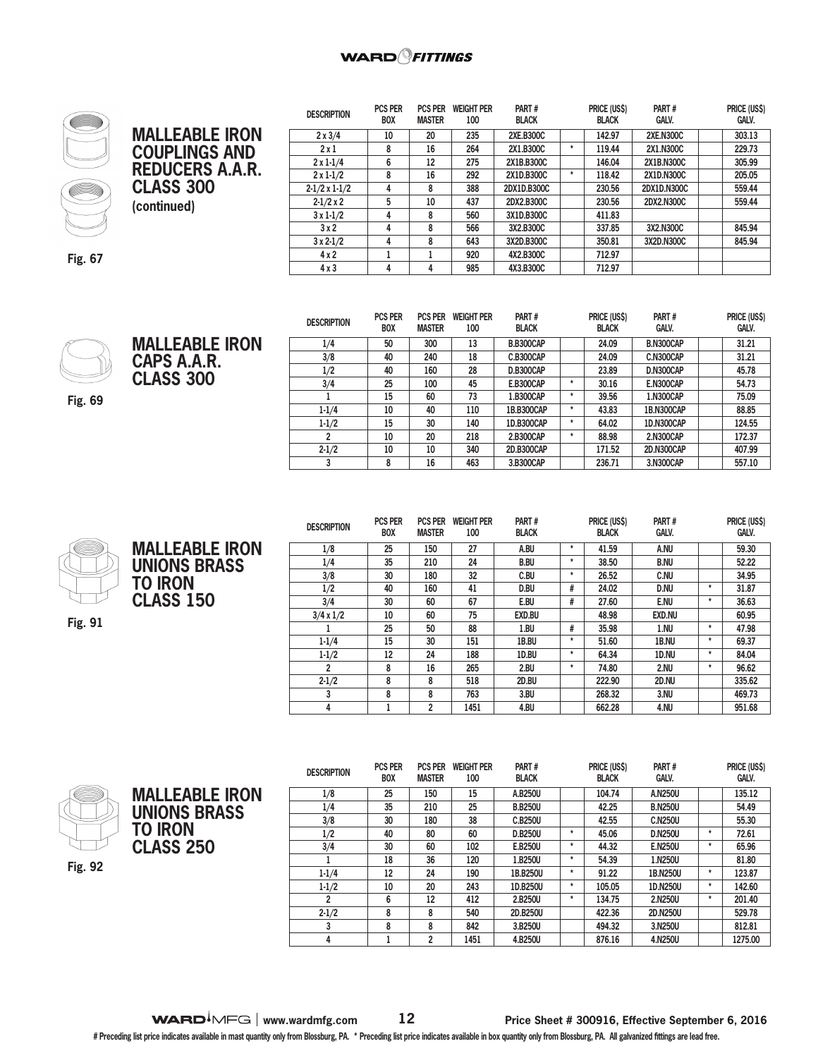## MALLEABLE IRON COUPLINGS AND REDUCERS A.A.R. CLASS 300 (continued)

Fig. 67

| DESCRIPTION | PCS PER BOX | PCS PER MASTER | WEIGHT PER 100 | PART # BLACK | | PRICE (US$) BLACK | PART # GALV. | | PRICE (US$) GALV. |
|---|---|---|---|---|---|---|---|---|---|
| 2 x 3/4 | 10 | 20 | 235 | 2XE.B300C | | 142.97 | 2XE.N300C | | 303.13 |
| 2 x 1 | 8 | 16 | 264 | 2X1.B300C | * | 119.44 | 2X1.N300C | | 229.73 |
| 2 x 1-1/4 | 6 | 12 | 275 | 2X1B.B300C | | 146.04 | 2X1B.N300C | | 305.99 |
| 2 x 1-1/2 | 8 | 16 | 292 | 2X1D.B300C | * | 118.42 | 2X1D.N300C | | 205.05 |
| 2-1/2 x 1-1/2 | 4 | 8 | 388 | 2DX1D.B300C | | 230.56 | 2DX1D.N300C | | 559.44 |
| 2-1/2 x 2 | 5 | 10 | 437 | 2DX2.B300C | | 230.56 | 2DX2.N300C | | 559.44 |
| 3 x 1-1/2 | 4 | 8 | 560 | 3X1D.B300C | | 411.83 | | | |
| 3 x 2 | 4 | 8 | 566 | 3X2.B300C | | 337.85 | 3X2.N300C | | 845.94 |
| 3 x 2-1/2 | 4 | 8 | 643 | 3X2D.B300C | | 350.81 | 3X2D.N300C | | 845.94 |
| 4 x 2 | 1 | 1 | 920 | 4X2.B300C | | 712.97 | | | |
| 4 x 3 | 4 | 4 | 985 | 4X3.B300C | | 712.97 | | | |

## MALLEABLE IRON CAPS A.A.R. CLASS 300

Fig. 69

| DESCRIPTION | PCS PER BOX | PCS PER MASTER | WEIGHT PER 100 | PART # BLACK | | PRICE (US$) BLACK | PART # GALV. | | PRICE (US$) GALV. |
|---|---|---|---|---|---|---|---|---|---|
| 1/4 | 50 | 300 | 13 | B.B300CAP | | 24.09 | B.N300CAP | | 31.21 |
| 3/8 | 40 | 240 | 18 | C.B300CAP | | 24.09 | C.N300CAP | | 31.21 |
| 1/2 | 40 | 160 | 28 | D.B300CAP | | 23.89 | D.N300CAP | | 45.78 |
| 3/4 | 25 | 100 | 45 | E.B300CAP | * | 30.16 | E.N300CAP | | 54.73 |
| 1 | 15 | 60 | 73 | 1.B300CAP | * | 39.56 | 1.N300CAP | | 75.09 |
| 1-1/4 | 10 | 40 | 110 | 1B.B300CAP | * | 43.83 | 1B.N300CAP | | 88.85 |
| 1-1/2 | 15 | 30 | 140 | 1D.B300CAP | * | 64.02 | 1D.N300CAP | | 124.55 |
| 2 | 10 | 20 | 218 | 2.B300CAP | * | 88.98 | 2.N300CAP | | 172.37 |
| 2-1/2 | 10 | 10 | 340 | 2D.B300CAP | | 171.52 | 2D.N300CAP | | 407.99 |
| 3 | 8 | 16 | 463 | 3.B300CAP | | 236.71 | 3.N300CAP | | 557.10 |

## MALLEABLE IRON UNIONS BRASS TO IRON CLASS 150

Fig. 91

| DESCRIPTION | PCS PER BOX | PCS PER MASTER | WEIGHT PER 100 | PART # BLACK | | PRICE (US$) BLACK | PART # GALV. | | PRICE (US$) GALV. |
|---|---|---|---|---|---|---|---|---|---|
| 1/8 | 25 | 150 | 27 | A.BU | * | 41.59 | A.NU | | 59.30 |
| 1/4 | 35 | 210 | 24 | B.BU | * | 38.50 | B.NU | | 52.22 |
| 3/8 | 30 | 180 | 32 | C.BU | * | 26.52 | C.NU | | 34.95 |
| 1/2 | 40 | 160 | 41 | D.BU | # | 24.02 | D.NU | * | 31.87 |
| 3/4 | 30 | 60 | 67 | E.BU | # | 27.60 | E.NU | * | 36.63 |
| 3/4 x 1/2 | 10 | 60 | 75 | EXD.BU | | 48.98 | EXD.NU | | 60.95 |
| 1 | 25 | 50 | 88 | 1.BU | # | 35.98 | 1.NU | * | 47.98 |
| 1-1/4 | 15 | 30 | 151 | 1B.BU | * | 51.60 | 1B.NU | * | 69.37 |
| 1-1/2 | 12 | 24 | 188 | 1D.BU | * | 64.34 | 1D.NU | * | 84.04 |
| 2 | 8 | 16 | 265 | 2.BU | * | 74.80 | 2.NU | * | 96.62 |
| 2-1/2 | 8 | 8 | 518 | 2D.BU | | 222.90 | 2D.NU | | 335.62 |
| 3 | 8 | 8 | 763 | 3.BU | | 268.32 | 3.NU | | 469.73 |
| 4 | 1 | 2 | 1451 | 4.BU | | 662.28 | 4.NU | | 951.68 |

## MALLEABLE IRON UNIONS BRASS TO IRON CLASS 250

Fig. 92

| DESCRIPTION | PCS PER BOX | PCS PER MASTER | WEIGHT PER 100 | PART # BLACK | | PRICE (US$) BLACK | PART # GALV. | | PRICE (US$) GALV. |
|---|---|---|---|---|---|---|---|---|---|
| 1/8 | 25 | 150 | 15 | A.B250U | | 104.74 | A.N250U | | 135.12 |
| 1/4 | 35 | 210 | 25 | B.B250U | | 42.25 | B.N250U | | 54.49 |
| 3/8 | 30 | 180 | 38 | C.B250U | | 42.55 | C.N250U | | 55.30 |
| 1/2 | 40 | 80 | 60 | D.B250U | * | 45.06 | D.N250U | * | 72.61 |
| 3/4 | 30 | 60 | 102 | E.B250U | * | 44.32 | E.N250U | * | 65.96 |
| 1 | 18 | 36 | 120 | 1.B250U | * | 54.39 | 1.N250U | | 81.80 |
| 1-1/4 | 12 | 24 | 190 | 1B.B250U | * | 91.22 | 1B.N250U | * | 123.87 |
| 1-1/2 | 10 | 20 | 243 | 1D.B250U | * | 105.05 | 1D.N250U | * | 142.60 |
| 2 | 6 | 12 | 412 | 2.B250U | * | 134.75 | 2.N250U | * | 201.40 |
| 2-1/2 | 8 | 8 | 540 | 2D.B250U | | 422.36 | 2D.N250U | | 529.78 |
| 3 | 8 | 8 | 842 | 3.B250U | | 494.32 | 3.N250U | | 812.81 |
| 4 | 1 | 2 | 1451 | 4.B250U | | 876.16 | 4.N250U | | 1275.00 |

# Preceding list price indicates available in mast quantity only from Blossburg, PA. * Preceding list price indicates available in box quantity only from Blossburg, PA. All galvanized fittings are lead free.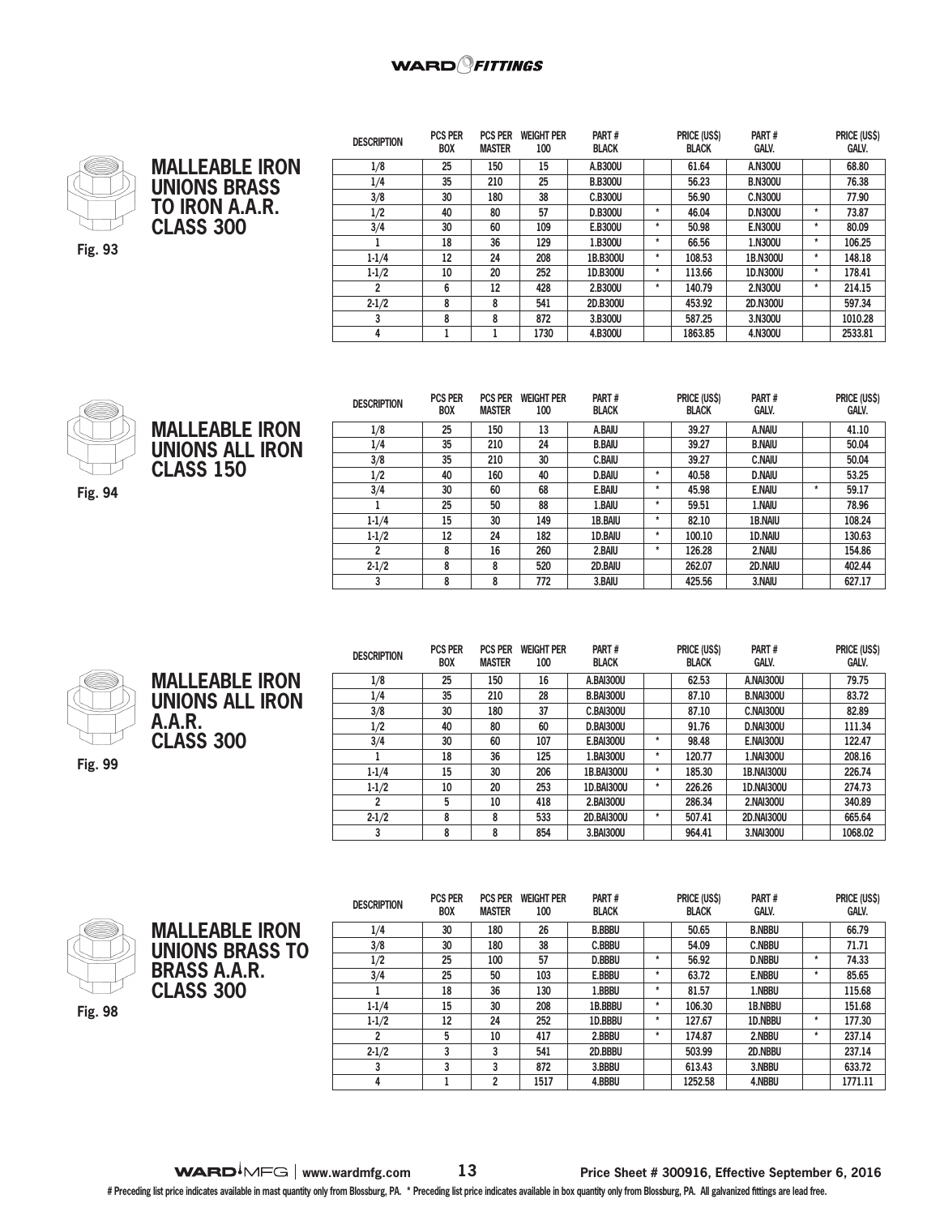## MALLEABLE IRON UNIONS BRASS TO IRON A.A.R. CLASS 300

Fig. 93

| DESCRIPTION | PCS PER BOX | PCS PER MASTER | WEIGHT PER 100 | PART # BLACK | | PRICE (US$) BLACK | PART # GALV. | | PRICE (US$) GALV. |
|---|---|---|---|---|---|---|---|---|---|
| 1/8 | 25 | 150 | 15 | A.B300U | | 61.64 | A.N300U | | 68.80 |
| 1/4 | 35 | 210 | 25 | B.B300U | | 56.23 | B.N300U | | 76.38 |
| 3/8 | 30 | 180 | 38 | C.B300U | | 56.90 | C.N300U | | 77.90 |
| 1/2 | 40 | 80 | 57 | D.B300U | * | 46.04 | D.N300U | * | 73.87 |
| 3/4 | 30 | 60 | 109 | E.B300U | * | 50.98 | E.N300U | * | 80.09 |
| 1 | 18 | 36 | 129 | 1.B300U | * | 66.56 | 1.N300U | * | 106.25 |
| 1-1/4 | 12 | 24 | 208 | 1B.B300U | * | 108.53 | 1B.N300U | * | 148.18 |
| 1-1/2 | 10 | 20 | 252 | 1D.B300U | * | 113.66 | 1D.N300U | * | 178.41 |
| 2 | 6 | 12 | 428 | 2.B300U | * | 140.79 | 2.N300U | * | 214.15 |
| 2-1/2 | 8 | 8 | 541 | 2D.B300U | | 453.92 | 2D.N300U | | 597.34 |
| 3 | 8 | 8 | 872 | 3.B300U | | 587.25 | 3.N300U | | 1010.28 |
| 4 | 1 | 1 | 1730 | 4.B300U | | 1863.85 | 4.N300U | | 2533.81 |

## MALLEABLE IRON UNIONS ALL IRON CLASS 150

Fig. 94

| DESCRIPTION | PCS PER BOX | PCS PER MASTER | WEIGHT PER 100 | PART # BLACK | | PRICE (US$) BLACK | PART # GALV. | | PRICE (US$) GALV. |
|---|---|---|---|---|---|---|---|---|---|
| 1/8 | 25 | 150 | 13 | A.BAIU | | 39.27 | A.NAIU | | 41.10 |
| 1/4 | 35 | 210 | 24 | B.BAIU | | 39.27 | B.NAIU | | 50.04 |
| 3/8 | 35 | 210 | 30 | C.BAIU | | 39.27 | C.NAIU | | 50.04 |
| 1/2 | 40 | 160 | 40 | D.BAIU | * | 40.58 | D.NAIU | | 53.25 |
| 3/4 | 30 | 60 | 68 | E.BAIU | * | 45.98 | E.NAIU | * | 59.17 |
| 1 | 25 | 50 | 88 | 1.BAIU | * | 59.51 | 1.NAIU | | 78.96 |
| 1-1/4 | 15 | 30 | 149 | 1B.BAIU | * | 82.10 | 1B.NAIU | | 108.24 |
| 1-1/2 | 12 | 24 | 182 | 1D.BAIU | * | 100.10 | 1D.NAIU | | 130.63 |
| 2 | 8 | 16 | 260 | 2.BAIU | * | 126.28 | 2.NAIU | | 154.86 |
| 2-1/2 | 8 | 8 | 520 | 2D.BAIU | | 262.07 | 2D.NAIU | | 402.44 |
| 3 | 8 | 8 | 772 | 3.BAIU | | 425.56 | 3.NAIU | | 627.17 |

## MALLEABLE IRON UNIONS ALL IRON A.A.R. CLASS 300

Fig. 99

| DESCRIPTION | PCS PER BOX | PCS PER MASTER | WEIGHT PER 100 | PART # BLACK | | PRICE (US$) BLACK | PART # GALV. | | PRICE (US$) GALV. |
|---|---|---|---|---|---|---|---|---|---|
| 1/8 | 25 | 150 | 16 | A.BAI300U | | 62.53 | A.NAI300U | | 79.75 |
| 1/4 | 35 | 210 | 28 | B.BAI300U | | 87.10 | B.NAI300U | | 83.72 |
| 3/8 | 30 | 180 | 37 | C.BAI300U | | 87.10 | C.NAI300U | | 82.89 |
| 1/2 | 40 | 80 | 60 | D.BAI300U | | 91.76 | D.NAI300U | | 111.34 |
| 3/4 | 30 | 60 | 107 | E.BAI300U | * | 98.48 | E.NAI300U | | 122.47 |
| 1 | 18 | 36 | 125 | 1.BAI300U | * | 120.77 | 1.NAI300U | | 208.16 |
| 1-1/4 | 15 | 30 | 206 | 1B.BAI300U | * | 185.30 | 1B.NAI300U | | 226.74 |
| 1-1/2 | 10 | 20 | 253 | 1D.BAI300U | * | 226.26 | 1D.NAI300U | | 274.73 |
| 2 | 5 | 10 | 418 | 2.BAI300U | | 286.34 | 2.NAI300U | | 340.89 |
| 2-1/2 | 8 | 8 | 533 | 2D.BAI300U | * | 507.41 | 2D.NAI300U | | 665.64 |
| 3 | 8 | 8 | 854 | 3.BAI300U | | 964.41 | 3.NAI300U | | 1068.02 |

## MALLEABLE IRON UNIONS BRASS TO BRASS A.A.R. CLASS 300

Fig. 98

| DESCRIPTION | PCS PER BOX | PCS PER MASTER | WEIGHT PER 100 | PART # BLACK | | PRICE (US$) BLACK | PART # GALV. | | PRICE (US$) GALV. |
|---|---|---|---|---|---|---|---|---|---|
| 1/4 | 30 | 180 | 26 | B.BBBU | | 50.65 | B.NBBU | | 66.79 |
| 3/8 | 30 | 180 | 38 | C.BBBU | | 54.09 | C.NBBU | | 71.71 |
| 1/2 | 25 | 100 | 57 | D.BBBU | * | 56.92 | D.NBBU | * | 74.33 |
| 3/4 | 25 | 50 | 103 | E.BBBU | * | 63.72 | E.NBBU | * | 85.65 |
| 1 | 18 | 36 | 130 | 1.BBBU | * | 81.57 | 1.NBBU | | 115.68 |
| 1-1/4 | 15 | 30 | 208 | 1B.BBBU | * | 106.30 | 1B.NBBU | | 151.68 |
| 1-1/2 | 12 | 24 | 252 | 1D.BBBU | * | 127.67 | 1D.NBBU | * | 177.30 |
| 2 | 5 | 10 | 417 | 2.BBBU | * | 174.87 | 2.NBBU | * | 237.14 |
| 2-1/2 | 3 | 3 | 541 | 2D.BBBU | | 503.99 | 2D.NBBU | | 237.14 |
| 3 | 3 | 3 | 872 | 3.BBBU | | 613.43 | 3.NBBU | | 633.72 |
| 4 | 1 | 2 | 1517 | 4.BBBU | | 1252.58 | 4.NBBU | | 1771.11 |

Price Sheet # 300916, Effective September 6, 2016

# Preceding list price indicates available in mast quantity only from Blossburg, PA. * Preceding list price indicates available in box quantity only from Blossburg, PA. All galvanized fittings are lead free.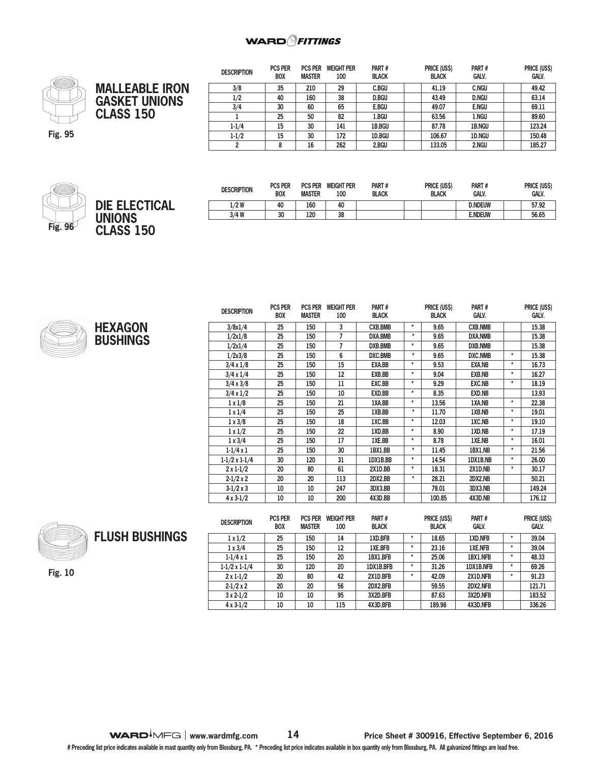## MALLEABLE IRON GASKET UNIONS CLASS 150

Fig. 95

| DESCRIPTION | PCS PER BOX | PCS PER MASTER | WEIGHT PER 100 | PART # BLACK | | PRICE (US$) BLACK | PART # GALV. | | PRICE (US$) GALV. |
|---|---|---|---|---|---|---|---|---|---|
| 3/8 | 35 | 210 | 29 | C.BGU | | 41.19 | C.NGU | | 49.42 |
| 1/2 | 40 | 160 | 38 | D.BGU | | 43.49 | D.NGU | | 63.14 |
| 3/4 | 30 | 60 | 65 | E.BGU | | 49.07 | E.NGU | | 69.11 |
| 1 | 25 | 50 | 82 | 1.BGU | | 63.56 | 1.NGU | | 89.60 |
| 1-1/4 | 15 | 30 | 141 | 1B.BGU | | 87.78 | 1B.NGU | | 123.24 |
| 1-1/2 | 15 | 30 | 172 | 1D.BGU | | 106.67 | 1D.NGU | | 150.48 |
| 2 | 8 | 16 | 262 | 2.BGU | | 133.05 | 2.NGU | | 185.27 |

## DIE ELECTICAL UNIONS CLASS 150

Fig. 96

| DESCRIPTION | PCS PER BOX | PCS PER MASTER | WEIGHT PER 100 | PART # BLACK | | PRICE (US$) BLACK | PART # GALV. | | PRICE (US$) GALV. |
|---|---|---|---|---|---|---|---|---|---|
| 1/2 W | 40 | 160 | 40 | | | | D.NDEUW | | 57.92 |
| 3/4 W | 30 | 120 | 38 | | | | E.NDEUW | | 56.65 |

## HEXAGON BUSHINGS

| DESCRIPTION | PCS PER BOX | PCS PER MASTER | WEIGHT PER 100 | PART # BLACK | | PRICE (US$) BLACK | PART # GALV. | | PRICE (US$) GALV. |
|---|---|---|---|---|---|---|---|---|---|
| 3/8x1/4 | 25 | 150 | 3 | CXB.BMB | * | 9.65 | CXB.NMB | | 15.38 |
| 1/2x1/8 | 25 | 150 | 7 | DXA.BMB | * | 9.65 | DXA.NMB | | 15.38 |
| 1/2x1/4 | 25 | 150 | 7 | DXB.BMB | * | 9.65 | DXB.NMB | | 15.38 |
| 1/2x3/8 | 25 | 150 | 6 | DXC.BMB | * | 9.65 | DXC.NMB | * | 15.38 |
| 3/4 x 1/8 | 25 | 150 | 15 | EXA.BB | * | 9.53 | EXA.NB | * | 16.73 |
| 3/4 x 1/4 | 25 | 150 | 12 | EXB.BB | * | 9.04 | EXB.NB | * | 16.27 |
| 3/4 x 3/8 | 25 | 150 | 11 | EXC.BB | * | 9.29 | EXC.NB | * | 18.19 |
| 3/4 x 1/2 | 25 | 150 | 10 | EXD.BB | * | 8.35 | EXD.NB | | 13.93 |
| 1 x 1/8 | 25 | 150 | 21 | 1XA.BB | * | 13.56 | 1XA.NB | * | 22.38 |
| 1 x 1/4 | 25 | 150 | 25 | 1XB.BB | * | 11.70 | 1XB.NB | * | 19.01 |
| 1 x 3/8 | 25 | 150 | 18 | 1XC.BB | * | 12.03 | 1XC.NB | * | 19.10 |
| 1 x 1/2 | 25 | 150 | 22 | 1XD.BB | * | 8.90 | 1XD.NB | * | 17.19 |
| 1 x 3/4 | 25 | 150 | 17 | 1XE.BB | * | 8.78 | 1XE.NB | * | 16.01 |
| 1-1/4 x 1 | 25 | 150 | 30 | 1BX1.BB | * | 11.45 | 1BX1.NB | * | 21.56 |
| 1-1/2 x 1-1/4 | 30 | 120 | 31 | 1DX1B.BB | * | 14.54 | 1DX1B.NB | * | 26.00 |
| 2 x 1-1/2 | 20 | 80 | 61 | 2X1D.BB | * | 18.31 | 2X1D.NB | * | 30.17 |
| 2-1/2 x 2 | 20 | 20 | 113 | 2DX2.BB | * | 28.21 | 2DX2.NB | | 50.21 |
| 3-1/2 x 3 | 10 | 10 | 247 | 3DX3.BB | | 78.01 | 3DX3.NB | | 149.24 |
| 4 x 3-1/2 | 10 | 10 | 200 | 4X3D.BB | | 100.85 | 4X3D.NB | | 176.12 |

## FLUSH BUSHINGS

Fig. 10

| DESCRIPTION | PCS PER BOX | PCS PER MASTER | WEIGHT PER 100 | PART # BLACK | | PRICE (US$) BLACK | PART # GALV. | | PRICE (US$) GALV. |
|---|---|---|---|---|---|---|---|---|---|
| 1 x 1/2 | 25 | 150 | 14 | 1XD.BFB | * | 18.65 | 1XD.NFB | * | 39.04 |
| 1 x 3/4 | 25 | 150 | 12 | 1XE.BFB | * | 23.16 | 1XE.NFB | * | 39.04 |
| 1-1/4 x 1 | 25 | 150 | 20 | 1BX1.BFB | * | 25.06 | 1BX1.NFB | * | 48.33 |
| 1-1/2 x 1-1/4 | 30 | 120 | 20 | 1DX1B.BFB | * | 31.26 | 1DX1B.NFB | * | 69.26 |
| 2 x 1-1/2 | 20 | 80 | 42 | 2X1D.BFB | * | 42.09 | 2X1D.NFB | * | 91.23 |
| 2-1/2 x 2 | 20 | 20 | 56 | 2DX2.BFB | | 59.55 | 2DX2.NFB | | 121.71 |
| 3 x 2-1/2 | 10 | 10 | 95 | 3X2D.BFB | | 87.63 | 3X2D.NFB | | 183.52 |
| 4 x 3-1/2 | 10 | 10 | 115 | 4X3D.BFB | | 189.98 | 4X3D.NFB | | 336.26 |

www.wardmfg.com | Price Sheet # 300916, Effective September 6, 2016

# Preceding list price indicates available in mast quantity only from Blossburg, PA. * Preceding list price indicates available in box quantity only from Blossburg, PA. All galvanized fittings are lead free.